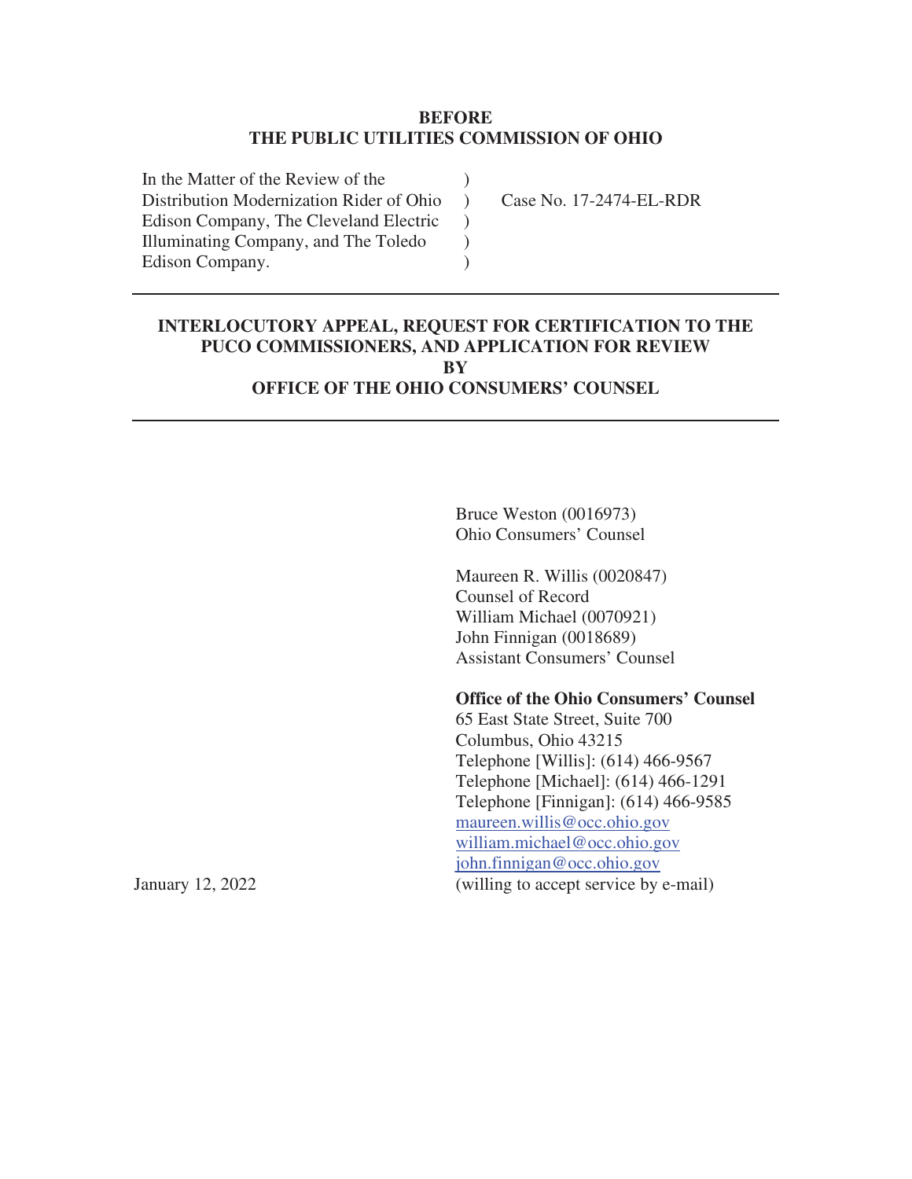**BEFORE**
**THE PUBLIC UTILITIES COMMISSION OF OHIO**

| | | |
|---|---|---|
| In the Matter of the Review of the Distribution Modernization Rider of Ohio Edison Company, The Cleveland Electric Illuminating Company, and The Toledo Edison Company. | ) ) ) ) ) | Case No. 17-2474-EL-RDR |

---

**INTERLOCUTORY APPEAL, REQUEST FOR CERTIFICATION TO THE PUCO COMMISSIONERS, AND APPLICATION FOR REVIEW**
**BY**
**OFFICE OF THE OHIO CONSUMERS' COUNSEL**

---

Bruce Weston (0016973)
Ohio Consumers' Counsel

Maureen R. Willis (0020847)
Counsel of Record
William Michael (0070921)
John Finnigan (0018689)
Assistant Consumers' Counsel

**Office of the Ohio Consumers' Counsel**
65 East State Street, Suite 700
Columbus, Ohio 43215
Telephone [Willis]: (614) 466-9567
Telephone [Michael]: (614) 466-1291
Telephone [Finnigan]: (614) 466-9585
maureen.willis@occ.ohio.gov
william.michael@occ.ohio.gov
john.finnigan@occ.ohio.gov
(willing to accept service by e-mail)

January 12, 2022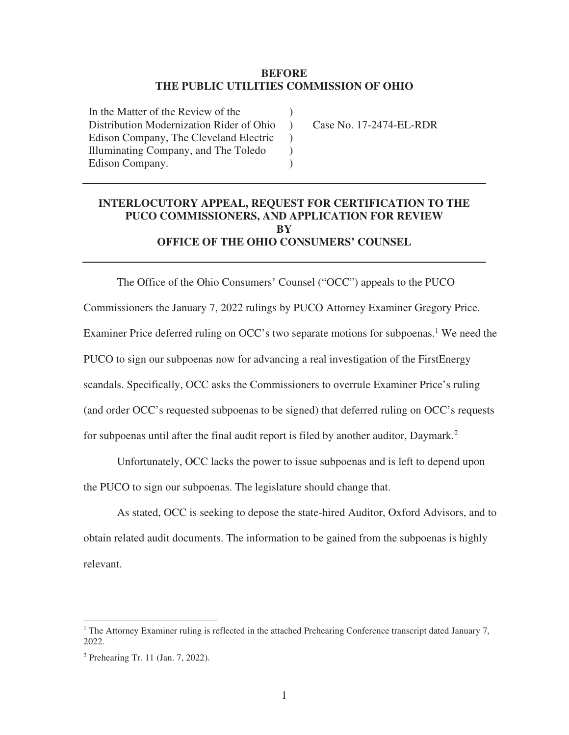**BEFORE**
**THE PUBLIC UTILITIES COMMISSION OF OHIO**

| | | |
|---|---|---|
| In the Matter of the Review of the Distribution Modernization Rider of Ohio Edison Company, The Cleveland Electric Illuminating Company, and The Toledo Edison Company. | ) ) ) ) ) | Case No. 17-2474-EL-RDR |

---

**INTERLOCUTORY APPEAL, REQUEST FOR CERTIFICATION TO THE PUCO COMMISSIONERS, AND APPLICATION FOR REVIEW**
**BY**
**OFFICE OF THE OHIO CONSUMERS' COUNSEL**

---

The Office of the Ohio Consumers' Counsel ("OCC") appeals to the PUCO Commissioners the January 7, 2022 rulings by PUCO Attorney Examiner Gregory Price. Examiner Price deferred ruling on OCC's two separate motions for subpoenas.[1] We need the PUCO to sign our subpoenas now for advancing a real investigation of the FirstEnergy scandals. Specifically, OCC asks the Commissioners to overrule Examiner Price's ruling (and order OCC's requested subpoenas to be signed) that deferred ruling on OCC's requests for subpoenas until after the final audit report is filed by another auditor, Daymark.[2]

Unfortunately, OCC lacks the power to issue subpoenas and is left to depend upon the PUCO to sign our subpoenas. The legislature should change that.

As stated, OCC is seeking to depose the state-hired Auditor, Oxford Advisors, and to obtain related audit documents. The information to be gained from the subpoenas is highly relevant.

---

[1] The Attorney Examiner ruling is reflected in the attached Prehearing Conference transcript dated January 7, 2022.

[2] Prehearing Tr. 11 (Jan. 7, 2022).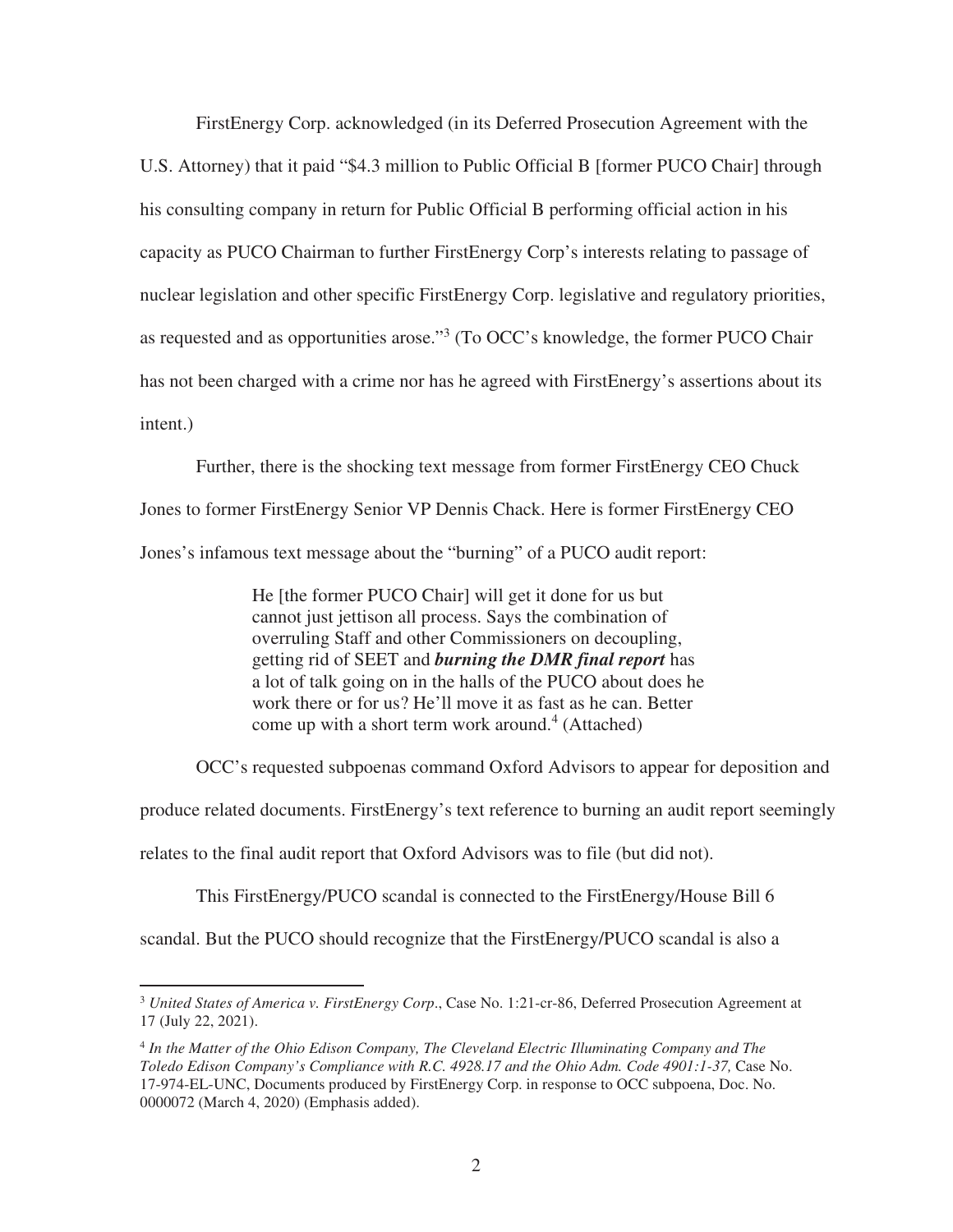FirstEnergy Corp. acknowledged (in its Deferred Prosecution Agreement with the U.S. Attorney) that it paid "$4.3 million to Public Official B [former PUCO Chair] through his consulting company in return for Public Official B performing official action in his capacity as PUCO Chairman to further FirstEnergy Corp's interests relating to passage of nuclear legislation and other specific FirstEnergy Corp. legislative and regulatory priorities, as requested and as opportunities arose."[3] (To OCC's knowledge, the former PUCO Chair has not been charged with a crime nor has he agreed with FirstEnergy's assertions about its intent.)

Further, there is the shocking text message from former FirstEnergy CEO Chuck Jones to former FirstEnergy Senior VP Dennis Chack. Here is former FirstEnergy CEO Jones's infamous text message about the "burning" of a PUCO audit report:

> He [the former PUCO Chair] will get it done for us but cannot just jettison all process. Says the combination of overruling Staff and other Commissioners on decoupling, getting rid of SEET and ***burning the DMR final report*** has a lot of talk going on in the halls of the PUCO about does he work there or for us? He'll move it as fast as he can. Better come up with a short term work around.[4] (Attached)

OCC's requested subpoenas command Oxford Advisors to appear for deposition and produce related documents. FirstEnergy's text reference to burning an audit report seemingly relates to the final audit report that Oxford Advisors was to file (but did not).

This FirstEnergy/PUCO scandal is connected to the FirstEnergy/House Bill 6 scandal. But the PUCO should recognize that the FirstEnergy/PUCO scandal is also a

---

[3] *United States of America v. FirstEnergy Corp*., Case No. 1:21-cr-86, Deferred Prosecution Agreement at 17 (July 22, 2021).

[4] *In the Matter of the Ohio Edison Company, The Cleveland Electric Illuminating Company and The Toledo Edison Company's Compliance with R.C. 4928.17 and the Ohio Adm. Code 4901:1-37,* Case No. 17-974-EL-UNC, Documents produced by FirstEnergy Corp. in response to OCC subpoena, Doc. No. 0000072 (March 4, 2020) (Emphasis added).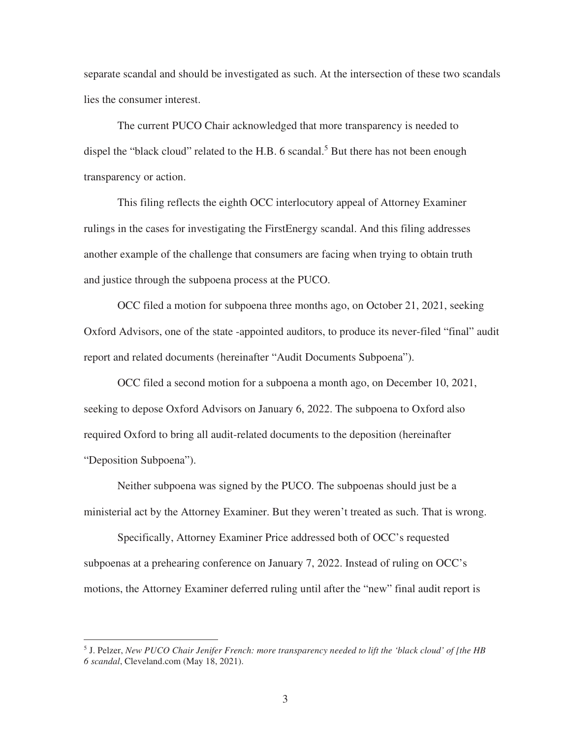separate scandal and should be investigated as such. At the intersection of these two scandals lies the consumer interest.

The current PUCO Chair acknowledged that more transparency is needed to dispel the "black cloud" related to the H.B. 6 scandal.[5] But there has not been enough transparency or action.

This filing reflects the eighth OCC interlocutory appeal of Attorney Examiner rulings in the cases for investigating the FirstEnergy scandal. And this filing addresses another example of the challenge that consumers are facing when trying to obtain truth and justice through the subpoena process at the PUCO.

OCC filed a motion for subpoena three months ago, on October 21, 2021, seeking Oxford Advisors, one of the state -appointed auditors, to produce its never-filed "final" audit report and related documents (hereinafter "Audit Documents Subpoena").

OCC filed a second motion for a subpoena a month ago, on December 10, 2021, seeking to depose Oxford Advisors on January 6, 2022. The subpoena to Oxford also required Oxford to bring all audit-related documents to the deposition (hereinafter "Deposition Subpoena").

Neither subpoena was signed by the PUCO. The subpoenas should just be a ministerial act by the Attorney Examiner. But they weren't treated as such. That is wrong.

Specifically, Attorney Examiner Price addressed both of OCC's requested subpoenas at a prehearing conference on January 7, 2022. Instead of ruling on OCC's motions, the Attorney Examiner deferred ruling until after the "new" final audit report is

---

[5] J. Pelzer, *New PUCO Chair Jenifer French: more transparency needed to lift the 'black cloud' of [the HB 6 scandal*, Cleveland.com (May 18, 2021).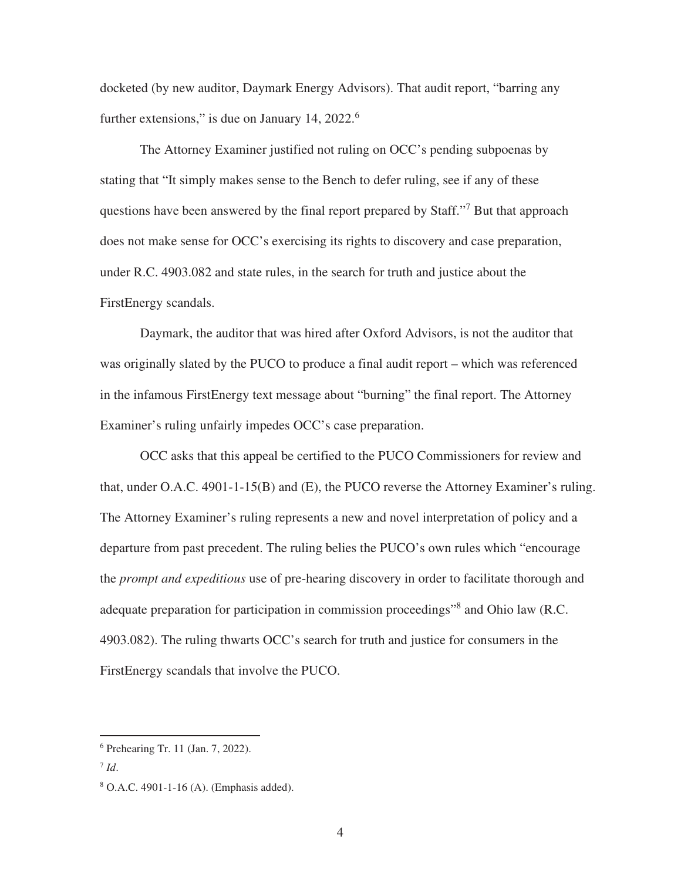docketed (by new auditor, Daymark Energy Advisors). That audit report, "barring any further extensions," is due on January 14, 2022.[6]

The Attorney Examiner justified not ruling on OCC's pending subpoenas by stating that "It simply makes sense to the Bench to defer ruling, see if any of these questions have been answered by the final report prepared by Staff."[7] But that approach does not make sense for OCC's exercising its rights to discovery and case preparation, under R.C. 4903.082 and state rules, in the search for truth and justice about the FirstEnergy scandals.

Daymark, the auditor that was hired after Oxford Advisors, is not the auditor that was originally slated by the PUCO to produce a final audit report – which was referenced in the infamous FirstEnergy text message about "burning" the final report. The Attorney Examiner's ruling unfairly impedes OCC's case preparation.

OCC asks that this appeal be certified to the PUCO Commissioners for review and that, under O.A.C. 4901-1-15(B) and (E), the PUCO reverse the Attorney Examiner's ruling. The Attorney Examiner's ruling represents a new and novel interpretation of policy and a departure from past precedent. The ruling belies the PUCO's own rules which "encourage the *prompt and expeditious* use of pre-hearing discovery in order to facilitate thorough and adequate preparation for participation in commission proceedings"[8] and Ohio law (R.C. 4903.082). The ruling thwarts OCC's search for truth and justice for consumers in the FirstEnergy scandals that involve the PUCO.

---

[6] Prehearing Tr. 11 (Jan. 7, 2022).

[7] *Id*.

[8] O.A.C. 4901-1-16 (A). (Emphasis added).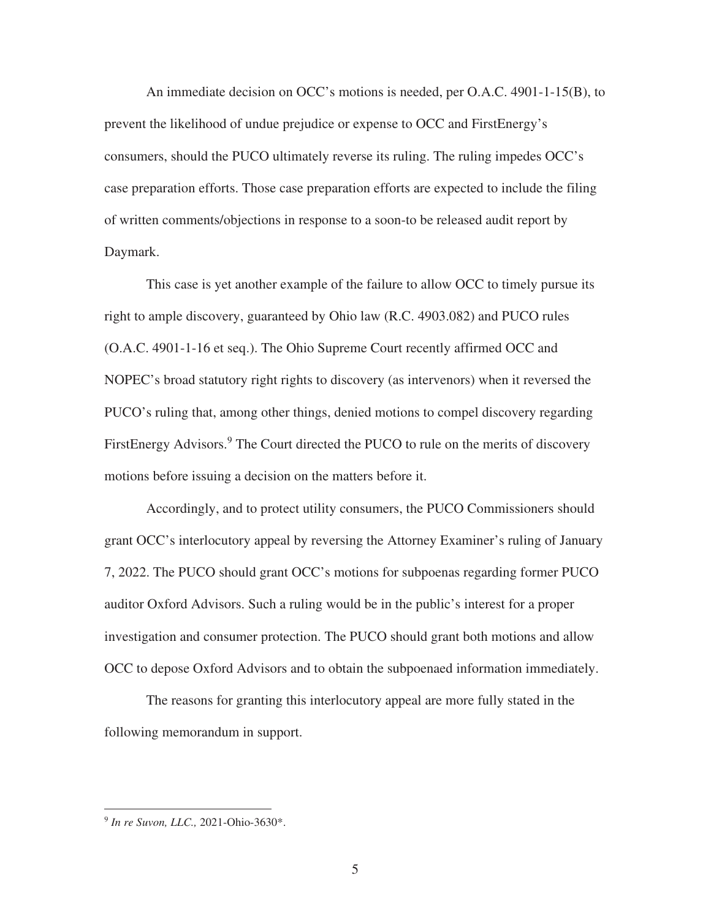An immediate decision on OCC's motions is needed, per O.A.C. 4901-1-15(B), to prevent the likelihood of undue prejudice or expense to OCC and FirstEnergy's consumers, should the PUCO ultimately reverse its ruling. The ruling impedes OCC's case preparation efforts. Those case preparation efforts are expected to include the filing of written comments/objections in response to a soon-to be released audit report by Daymark.

This case is yet another example of the failure to allow OCC to timely pursue its right to ample discovery, guaranteed by Ohio law (R.C. 4903.082) and PUCO rules (O.A.C. 4901-1-16 et seq.). The Ohio Supreme Court recently affirmed OCC and NOPEC's broad statutory right rights to discovery (as intervenors) when it reversed the PUCO's ruling that, among other things, denied motions to compel discovery regarding FirstEnergy Advisors.[9] The Court directed the PUCO to rule on the merits of discovery motions before issuing a decision on the matters before it.

Accordingly, and to protect utility consumers, the PUCO Commissioners should grant OCC's interlocutory appeal by reversing the Attorney Examiner's ruling of January 7, 2022. The PUCO should grant OCC's motions for subpoenas regarding former PUCO auditor Oxford Advisors. Such a ruling would be in the public's interest for a proper investigation and consumer protection. The PUCO should grant both motions and allow OCC to depose Oxford Advisors and to obtain the subpoenaed information immediately.

The reasons for granting this interlocutory appeal are more fully stated in the following memorandum in support.

---

[9] *In re Suvon, LLC.,* 2021-Ohio-3630*.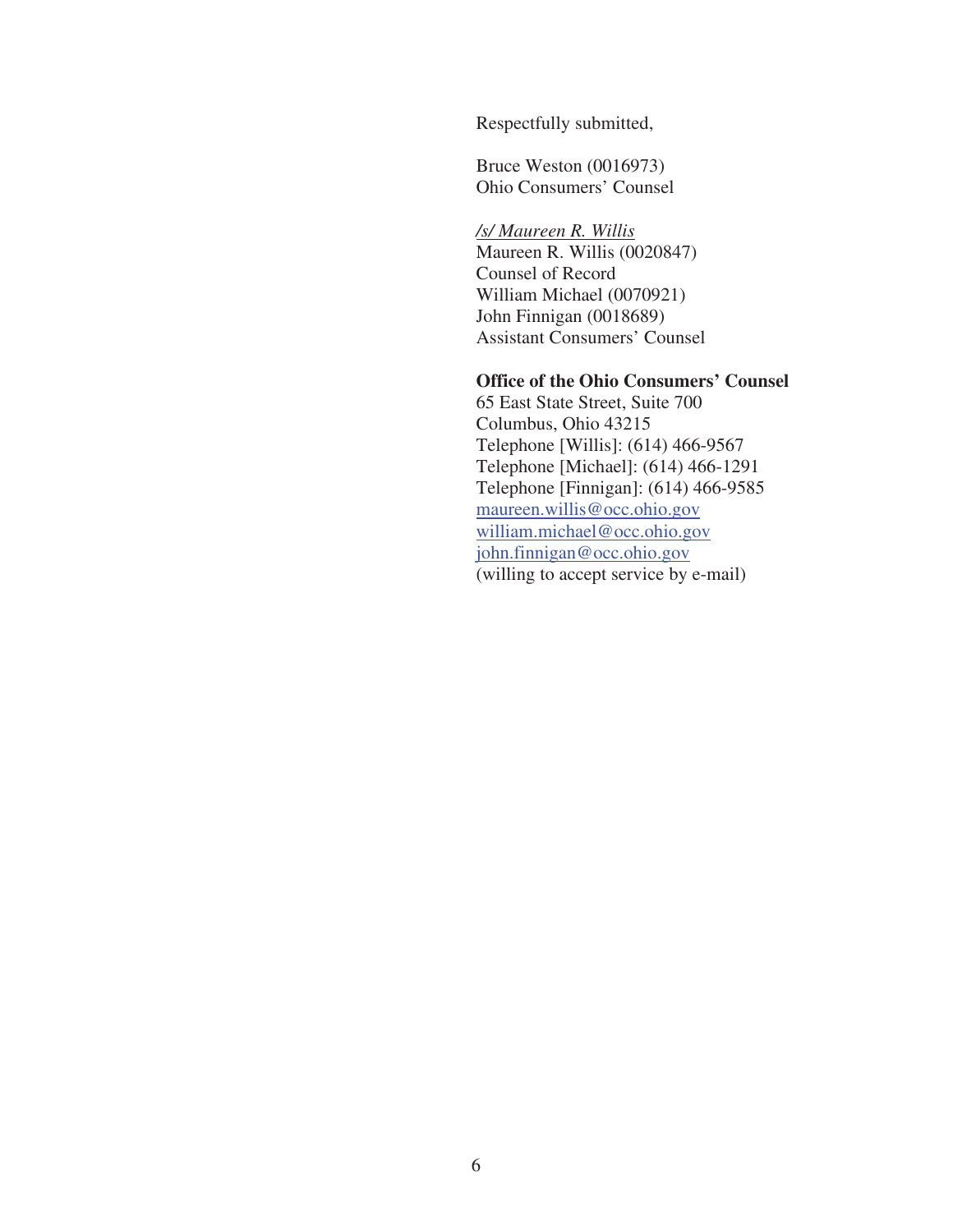Respectfully submitted,

Bruce Weston (0016973)
Ohio Consumers' Counsel

*/s/ Maureen R. Willis*
Maureen R. Willis (0020847)
Counsel of Record
William Michael (0070921)
John Finnigan (0018689)
Assistant Consumers' Counsel

**Office of the Ohio Consumers' Counsel**
65 East State Street, Suite 700
Columbus, Ohio 43215
Telephone [Willis]: (614) 466-9567
Telephone [Michael]: (614) 466-1291
Telephone [Finnigan]: (614) 466-9585
maureen.willis@occ.ohio.gov
william.michael@occ.ohio.gov
john.finnigan@occ.ohio.gov
(willing to accept service by e-mail)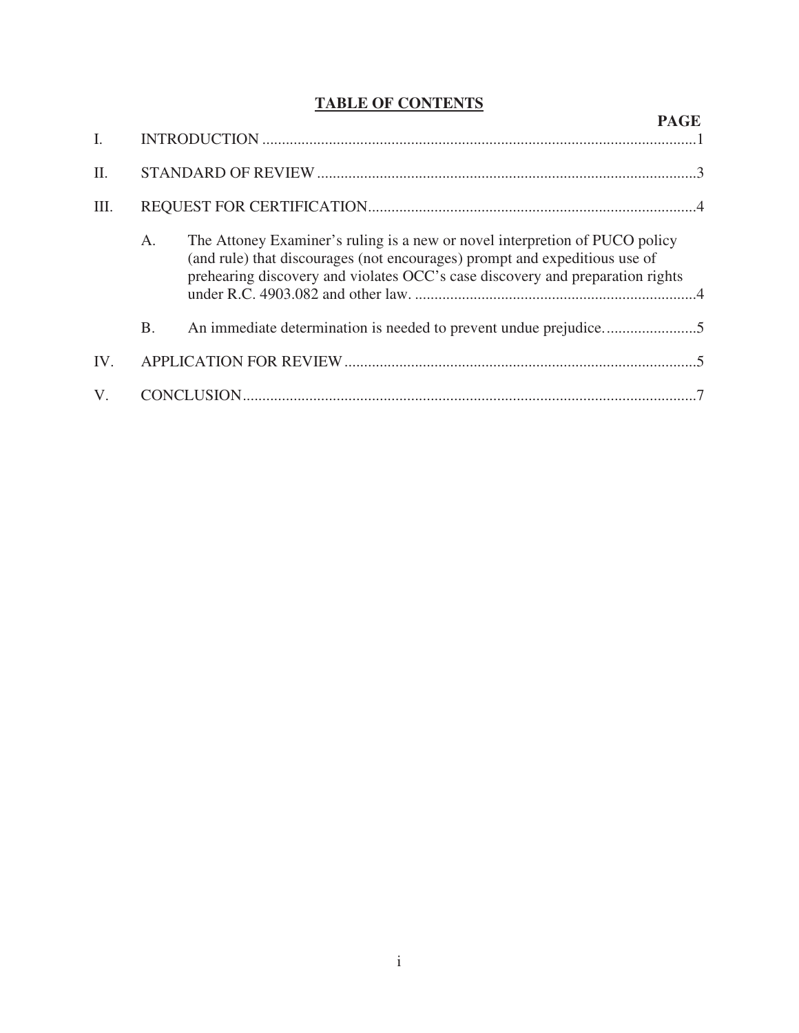## TABLE OF CONTENTS

| | | PAGE |
|---|---|---|
| I. | INTRODUCTION | 1 |
| II. | STANDARD OF REVIEW | 3 |
| III. | REQUEST FOR CERTIFICATION | 4 |
| | A. The Attoney Examiner's ruling is a new or novel interpretion of PUCO policy (and rule) that discourages (not encourages) prompt and expeditious use of prehearing discovery and violates OCC's case discovery and preparation rights under R.C. 4903.082 and other law. | 4 |
| | B. An immediate determination is needed to prevent undue prejudice. | 5 |
| IV. | APPLICATION FOR REVIEW | 5 |
| V. | CONCLUSION | 7 |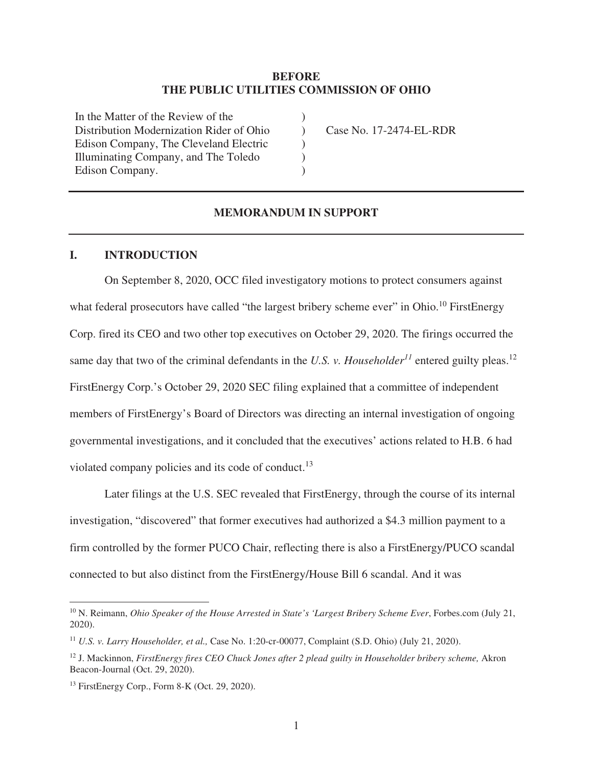**BEFORE**
**THE PUBLIC UTILITIES COMMISSION OF OHIO**

| In the Matter of the Review of the Distribution Modernization Rider of Ohio Edison Company, The Cleveland Electric Illuminating Company, and The Toledo Edison Company. | ) | Case No. 17-2474-EL-RDR |
| --- | --- | --- |

---

**MEMORANDUM IN SUPPORT**

---

## I. INTRODUCTION

On September 8, 2020, OCC filed investigatory motions to protect consumers against what federal prosecutors have called "the largest bribery scheme ever" in Ohio.[10] FirstEnergy Corp. fired its CEO and two other top executives on October 29, 2020. The firings occurred the same day that two of the criminal defendants in the *U.S. v. Householder*[11] entered guilty pleas.[12] FirstEnergy Corp.'s October 29, 2020 SEC filing explained that a committee of independent members of FirstEnergy's Board of Directors was directing an internal investigation of ongoing governmental investigations, and it concluded that the executives' actions related to H.B. 6 had violated company policies and its code of conduct.[13]

Later filings at the U.S. SEC revealed that FirstEnergy, through the course of its internal investigation, "discovered" that former executives had authorized a $4.3 million payment to a firm controlled by the former PUCO Chair, reflecting there is also a FirstEnergy/PUCO scandal connected to but also distinct from the FirstEnergy/House Bill 6 scandal. And it was

---

[10] N. Reimann, *Ohio Speaker of the House Arrested in State's 'Largest Bribery Scheme Ever*, Forbes.com (July 21, 2020).

[11] *U.S. v. Larry Householder, et al.,* Case No. 1:20-cr-00077, Complaint (S.D. Ohio) (July 21, 2020).

[12] J. Mackinnon, *FirstEnergy fires CEO Chuck Jones after 2 plead guilty in Householder bribery scheme,* Akron Beacon-Journal (Oct. 29, 2020).

[13] FirstEnergy Corp., Form 8-K (Oct. 29, 2020).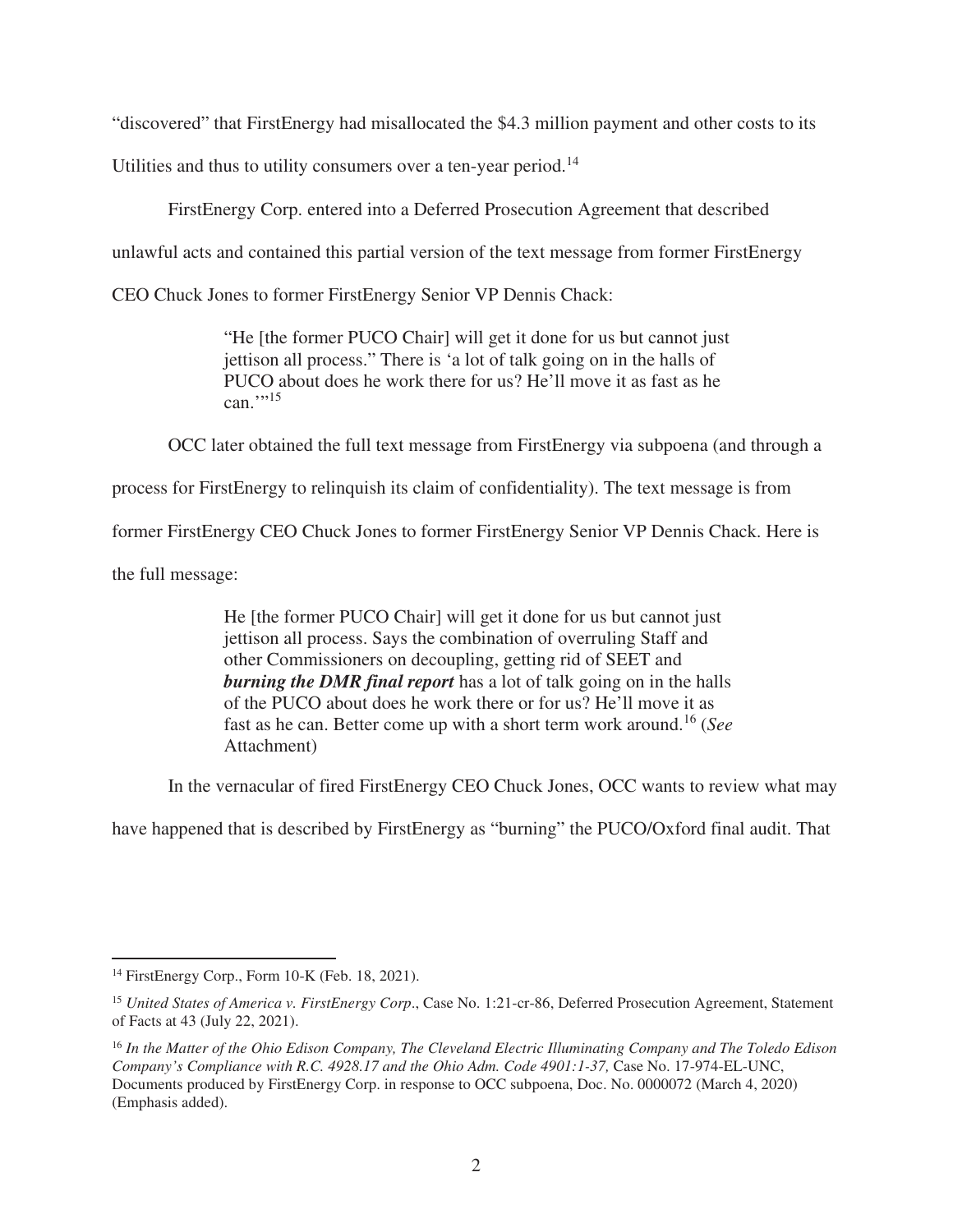"discovered" that FirstEnergy had misallocated the $4.3 million payment and other costs to its Utilities and thus to utility consumers over a ten-year period.[14]

FirstEnergy Corp. entered into a Deferred Prosecution Agreement that described unlawful acts and contained this partial version of the text message from former FirstEnergy CEO Chuck Jones to former FirstEnergy Senior VP Dennis Chack:

> "He [the former PUCO Chair] will get it done for us but cannot just jettison all process." There is 'a lot of talk going on in the halls of PUCO about does he work there for us? He'll move it as fast as he can.'"[15]

OCC later obtained the full text message from FirstEnergy via subpoena (and through a process for FirstEnergy to relinquish its claim of confidentiality). The text message is from former FirstEnergy CEO Chuck Jones to former FirstEnergy Senior VP Dennis Chack. Here is the full message:

> He [the former PUCO Chair] will get it done for us but cannot just jettison all process. Says the combination of overruling Staff and other Commissioners on decoupling, getting rid of SEET and ***burning the DMR final report*** has a lot of talk going on in the halls of the PUCO about does he work there or for us? He'll move it as fast as he can. Better come up with a short term work around.[16] (*See* Attachment)

In the vernacular of fired FirstEnergy CEO Chuck Jones, OCC wants to review what may have happened that is described by FirstEnergy as "burning" the PUCO/Oxford final audit. That

---

[14] FirstEnergy Corp., Form 10-K (Feb. 18, 2021).

[15] *United States of America v. FirstEnergy Corp*., Case No. 1:21-cr-86, Deferred Prosecution Agreement, Statement of Facts at 43 (July 22, 2021).

[16] *In the Matter of the Ohio Edison Company, The Cleveland Electric Illuminating Company and The Toledo Edison Company's Compliance with R.C. 4928.17 and the Ohio Adm. Code 4901:1-37,* Case No. 17-974-EL-UNC, Documents produced by FirstEnergy Corp. in response to OCC subpoena, Doc. No. 0000072 (March 4, 2020) (Emphasis added).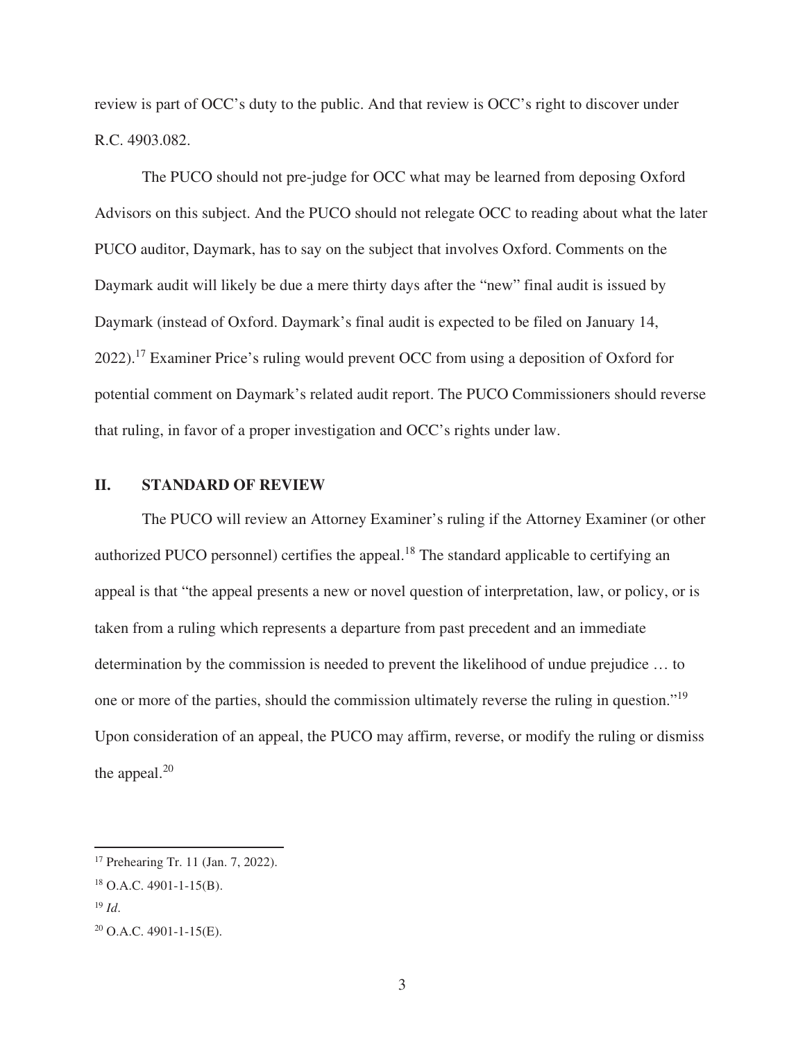review is part of OCC's duty to the public. And that review is OCC's right to discover under R.C. 4903.082.

The PUCO should not pre-judge for OCC what may be learned from deposing Oxford Advisors on this subject. And the PUCO should not relegate OCC to reading about what the later PUCO auditor, Daymark, has to say on the subject that involves Oxford. Comments on the Daymark audit will likely be due a mere thirty days after the "new" final audit is issued by Daymark (instead of Oxford. Daymark's final audit is expected to be filed on January 14, 2022).[17] Examiner Price's ruling would prevent OCC from using a deposition of Oxford for potential comment on Daymark's related audit report. The PUCO Commissioners should reverse that ruling, in favor of a proper investigation and OCC's rights under law.

## II. STANDARD OF REVIEW

The PUCO will review an Attorney Examiner's ruling if the Attorney Examiner (or other authorized PUCO personnel) certifies the appeal.[18] The standard applicable to certifying an appeal is that "the appeal presents a new or novel question of interpretation, law, or policy, or is taken from a ruling which represents a departure from past precedent and an immediate determination by the commission is needed to prevent the likelihood of undue prejudice … to one or more of the parties, should the commission ultimately reverse the ruling in question."[19] Upon consideration of an appeal, the PUCO may affirm, reverse, or modify the ruling or dismiss the appeal.[20]

---

[17] Prehearing Tr. 11 (Jan. 7, 2022).

[18] O.A.C. 4901-1-15(B).

[19] *Id*.

[20] O.A.C. 4901-1-15(E).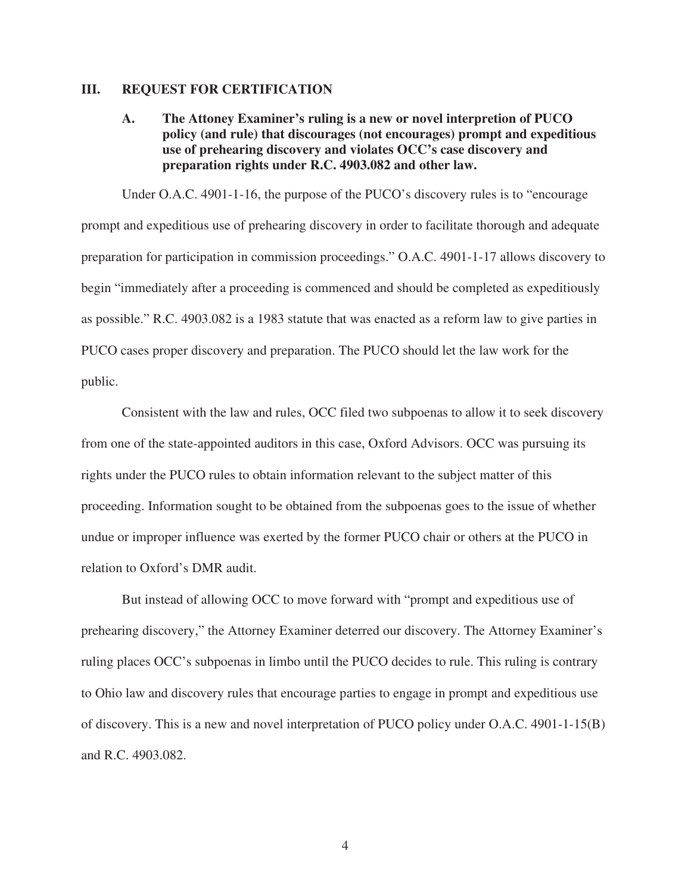## III. REQUEST FOR CERTIFICATION

### A. The Attoney Examiner's ruling is a new or novel interpretion of PUCO policy (and rule) that discourages (not encourages) prompt and expeditious use of prehearing discovery and violates OCC's case discovery and preparation rights under R.C. 4903.082 and other law.

Under O.A.C. 4901-1-16, the purpose of the PUCO's discovery rules is to "encourage prompt and expeditious use of prehearing discovery in order to facilitate thorough and adequate preparation for participation in commission proceedings." O.A.C. 4901-1-17 allows discovery to begin "immediately after a proceeding is commenced and should be completed as expeditiously as possible." R.C. 4903.082 is a 1983 statute that was enacted as a reform law to give parties in PUCO cases proper discovery and preparation. The PUCO should let the law work for the public.

Consistent with the law and rules, OCC filed two subpoenas to allow it to seek discovery from one of the state-appointed auditors in this case, Oxford Advisors. OCC was pursuing its rights under the PUCO rules to obtain information relevant to the subject matter of this proceeding. Information sought to be obtained from the subpoenas goes to the issue of whether undue or improper influence was exerted by the former PUCO chair or others at the PUCO in relation to Oxford's DMR audit.

But instead of allowing OCC to move forward with "prompt and expeditious use of prehearing discovery," the Attorney Examiner deterred our discovery. The Attorney Examiner's ruling places OCC's subpoenas in limbo until the PUCO decides to rule. This ruling is contrary to Ohio law and discovery rules that encourage parties to engage in prompt and expeditious use of discovery. This is a new and novel interpretation of PUCO policy under O.A.C. 4901-1-15(B) and R.C. 4903.082.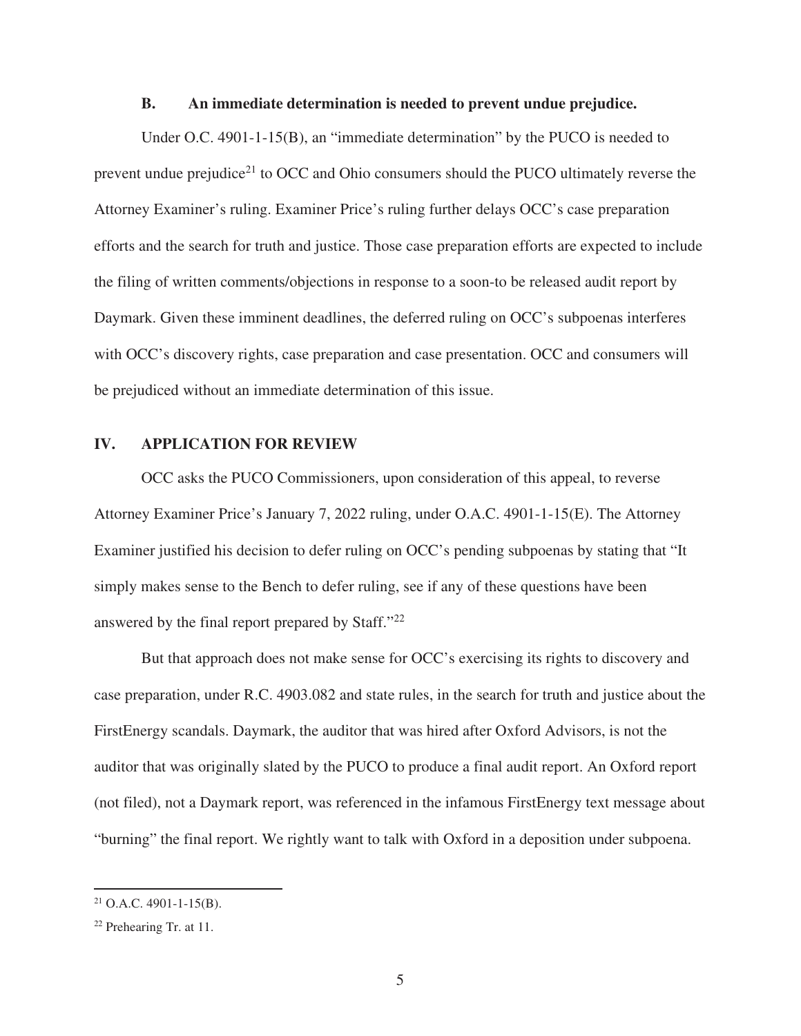### B. An immediate determination is needed to prevent undue prejudice.

Under O.C. 4901-1-15(B), an "immediate determination" by the PUCO is needed to prevent undue prejudice[21] to OCC and Ohio consumers should the PUCO ultimately reverse the Attorney Examiner's ruling. Examiner Price's ruling further delays OCC's case preparation efforts and the search for truth and justice. Those case preparation efforts are expected to include the filing of written comments/objections in response to a soon-to be released audit report by Daymark. Given these imminent deadlines, the deferred ruling on OCC's subpoenas interferes with OCC's discovery rights, case preparation and case presentation. OCC and consumers will be prejudiced without an immediate determination of this issue.

## IV. APPLICATION FOR REVIEW

OCC asks the PUCO Commissioners, upon consideration of this appeal, to reverse Attorney Examiner Price's January 7, 2022 ruling, under O.A.C. 4901-1-15(E). The Attorney Examiner justified his decision to defer ruling on OCC's pending subpoenas by stating that "It simply makes sense to the Bench to defer ruling, see if any of these questions have been answered by the final report prepared by Staff."[22]

But that approach does not make sense for OCC's exercising its rights to discovery and case preparation, under R.C. 4903.082 and state rules, in the search for truth and justice about the FirstEnergy scandals. Daymark, the auditor that was hired after Oxford Advisors, is not the auditor that was originally slated by the PUCO to produce a final audit report. An Oxford report (not filed), not a Daymark report, was referenced in the infamous FirstEnergy text message about "burning" the final report. We rightly want to talk with Oxford in a deposition under subpoena.

---

[21] O.A.C. 4901-1-15(B).

[22] Prehearing Tr. at 11.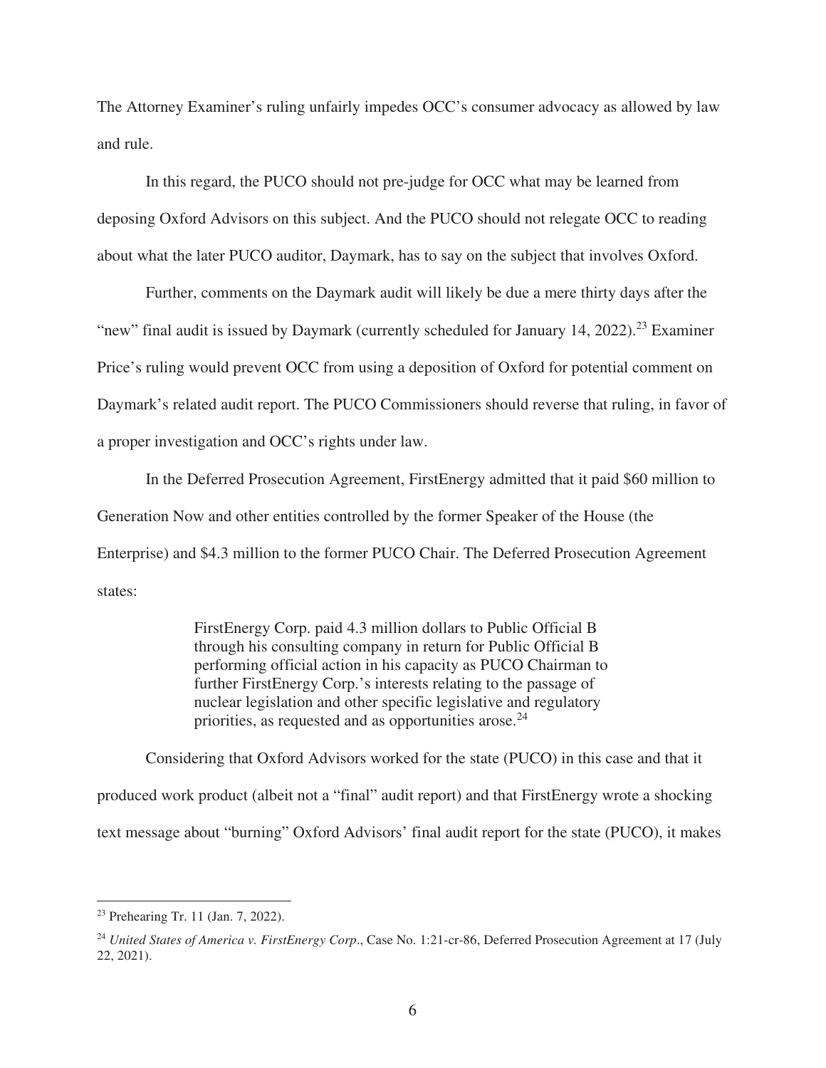The Attorney Examiner's ruling unfairly impedes OCC's consumer advocacy as allowed by law and rule.

In this regard, the PUCO should not pre-judge for OCC what may be learned from deposing Oxford Advisors on this subject. And the PUCO should not relegate OCC to reading about what the later PUCO auditor, Daymark, has to say on the subject that involves Oxford.

Further, comments on the Daymark audit will likely be due a mere thirty days after the "new" final audit is issued by Daymark (currently scheduled for January 14, 2022).[23] Examiner Price's ruling would prevent OCC from using a deposition of Oxford for potential comment on Daymark's related audit report. The PUCO Commissioners should reverse that ruling, in favor of a proper investigation and OCC's rights under law.

In the Deferred Prosecution Agreement, FirstEnergy admitted that it paid $60 million to Generation Now and other entities controlled by the former Speaker of the House (the Enterprise) and $4.3 million to the former PUCO Chair. The Deferred Prosecution Agreement states:

> FirstEnergy Corp. paid 4.3 million dollars to Public Official B through his consulting company in return for Public Official B performing official action in his capacity as PUCO Chairman to further FirstEnergy Corp.'s interests relating to the passage of nuclear legislation and other specific legislative and regulatory priorities, as requested and as opportunities arose.[24]

Considering that Oxford Advisors worked for the state (PUCO) in this case and that it produced work product (albeit not a "final" audit report) and that FirstEnergy wrote a shocking text message about "burning" Oxford Advisors' final audit report for the state (PUCO), it makes

---

[23] Prehearing Tr. 11 (Jan. 7, 2022).

[24] *United States of America v. FirstEnergy Corp*., Case No. 1:21-cr-86, Deferred Prosecution Agreement at 17 (July 22, 2021).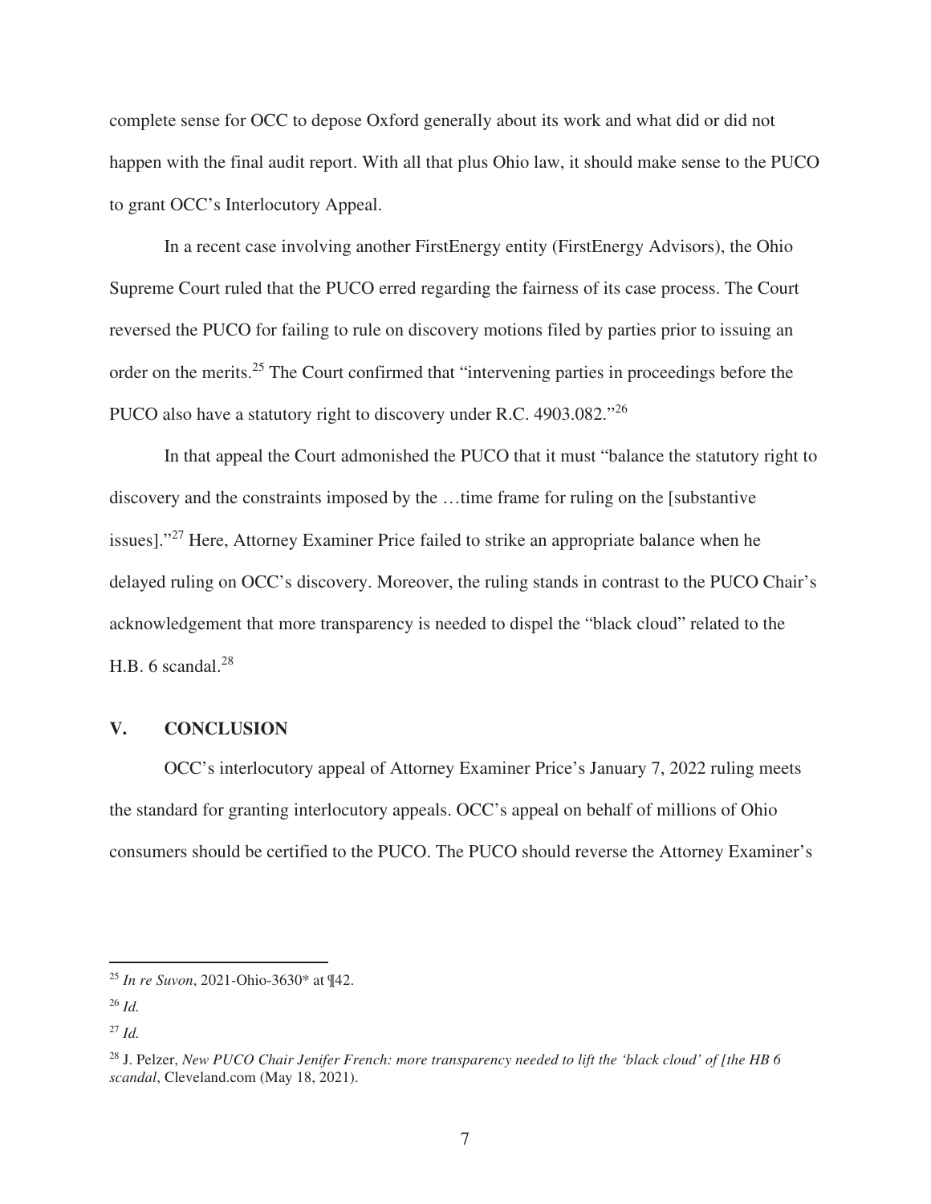complete sense for OCC to depose Oxford generally about its work and what did or did not happen with the final audit report. With all that plus Ohio law, it should make sense to the PUCO to grant OCC's Interlocutory Appeal.

In a recent case involving another FirstEnergy entity (FirstEnergy Advisors), the Ohio Supreme Court ruled that the PUCO erred regarding the fairness of its case process. The Court reversed the PUCO for failing to rule on discovery motions filed by parties prior to issuing an order on the merits.[25] The Court confirmed that "intervening parties in proceedings before the PUCO also have a statutory right to discovery under R.C. 4903.082."[26]

In that appeal the Court admonished the PUCO that it must "balance the statutory right to discovery and the constraints imposed by the …time frame for ruling on the [substantive issues]."[27] Here, Attorney Examiner Price failed to strike an appropriate balance when he delayed ruling on OCC's discovery. Moreover, the ruling stands in contrast to the PUCO Chair's acknowledgement that more transparency is needed to dispel the "black cloud" related to the H.B. 6 scandal.[28]

## V. CONCLUSION

OCC's interlocutory appeal of Attorney Examiner Price's January 7, 2022 ruling meets the standard for granting interlocutory appeals. OCC's appeal on behalf of millions of Ohio consumers should be certified to the PUCO. The PUCO should reverse the Attorney Examiner's

---

[25] *In re Suvon*, 2021-Ohio-3630* at ¶42.

[26] *Id.*

[27] *Id.*

[28] J. Pelzer, *New PUCO Chair Jenifer French: more transparency needed to lift the 'black cloud' of [the HB 6 scandal*, Cleveland.com (May 18, 2021).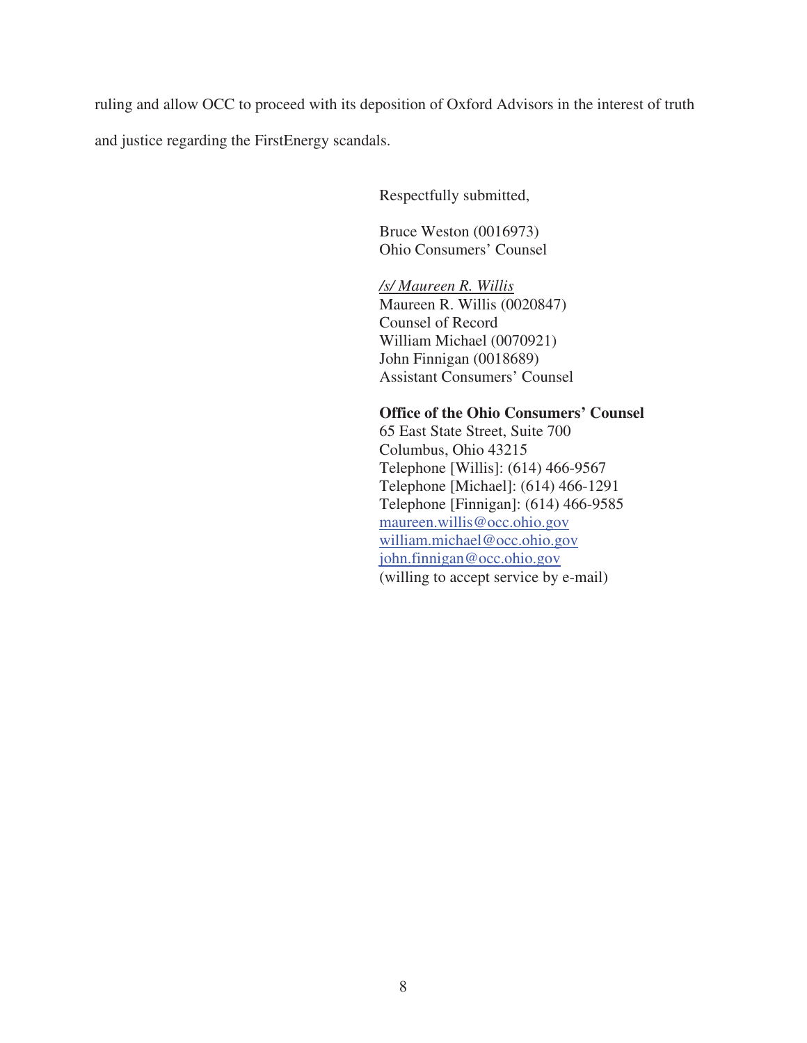ruling and allow OCC to proceed with its deposition of Oxford Advisors in the interest of truth and justice regarding the FirstEnergy scandals.

Respectfully submitted,

Bruce Weston (0016973)
Ohio Consumers' Counsel

*<u>/s/ Maureen R. Willis</u>*
Maureen R. Willis (0020847)
Counsel of Record
William Michael (0070921)
John Finnigan (0018689)
Assistant Consumers' Counsel

**Office of the Ohio Consumers' Counsel**
65 East State Street, Suite 700
Columbus, Ohio 43215
Telephone [Willis]: (614) 466-9567
Telephone [Michael]: (614) 466-1291
Telephone [Finnigan]: (614) 466-9585
maureen.willis@occ.ohio.gov
william.michael@occ.ohio.gov
john.finnigan@occ.ohio.gov
(willing to accept service by e-mail)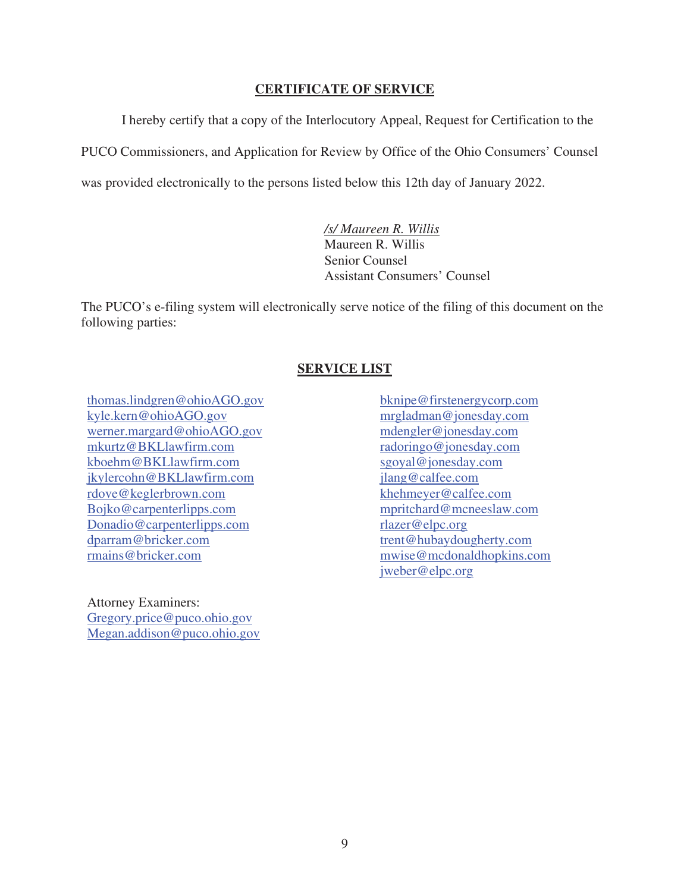## CERTIFICATE OF SERVICE

I hereby certify that a copy of the Interlocutory Appeal, Request for Certification to the PUCO Commissioners, and Application for Review by Office of the Ohio Consumers' Counsel was provided electronically to the persons listed below this 12th day of January 2022.

*/s/ Maureen R. Willis*
Maureen R. Willis
Senior Counsel
Assistant Consumers' Counsel

The PUCO's e-filing system will electronically serve notice of the filing of this document on the following parties:

## SERVICE LIST

thomas.lindgren@ohioAGO.gov
kyle.kern@ohioAGO.gov
werner.margard@ohioAGO.gov
mkurtz@BKLlawfirm.com
kboehm@BKLlawfirm.com
jkylercohn@BKLlawfirm.com
rdove@keglerbrown.com
Bojko@carpenterlipps.com
Donadio@carpenterlipps.com
dparram@bricker.com
rmains@bricker.com

Attorney Examiners:
Gregory.price@puco.ohio.gov
Megan.addison@puco.ohio.gov

bknipe@firstenergycorp.com
mrgladman@jonesday.com
mdengler@jonesday.com
radoringo@jonesday.com
sgoyal@jonesday.com
jlang@calfee.com
khehmeyer@calfee.com
mpritchard@mcneeslaw.com
rlazer@elpc.org
trent@hubaydougherty.com
mwise@mcdonaldhopkins.com
jweber@elpc.org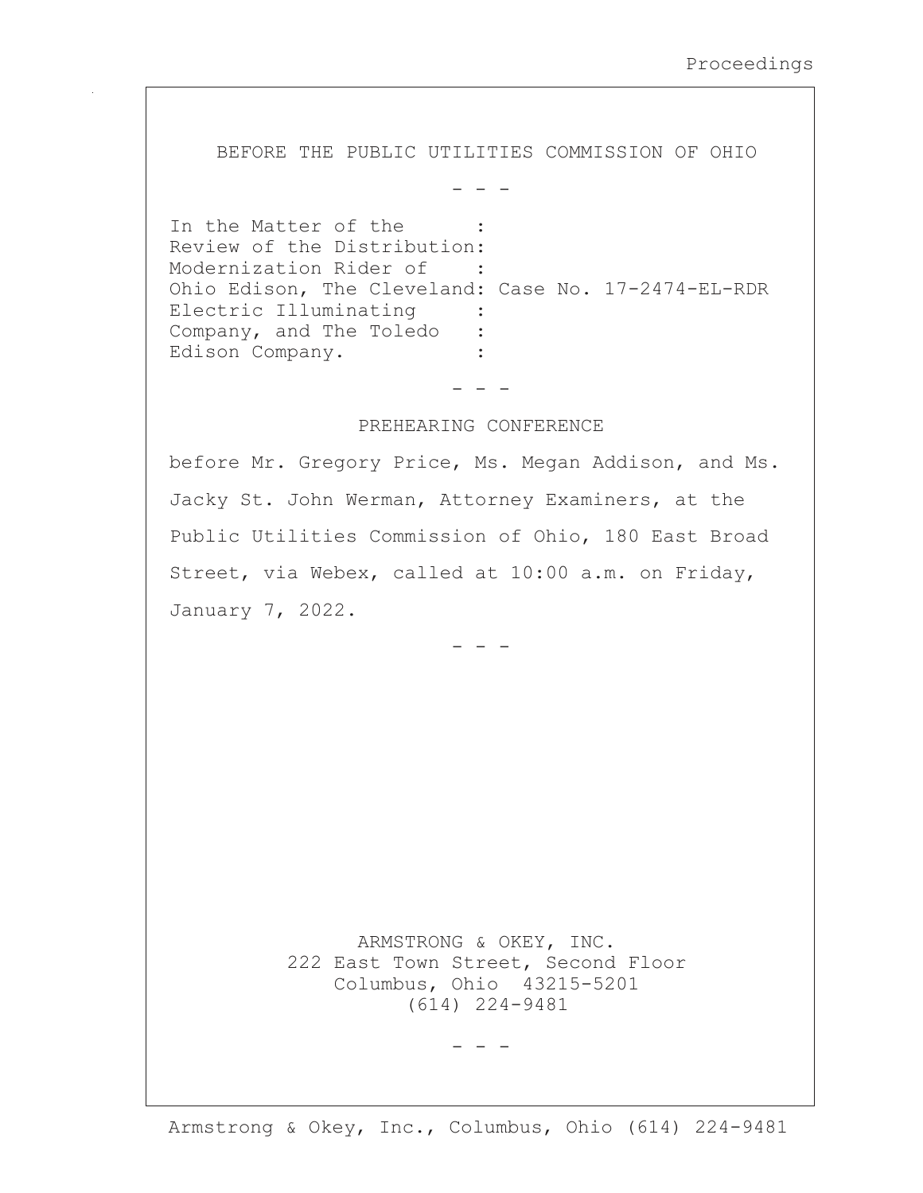BEFORE THE PUBLIC UTILITIES COMMISSION OF OHIO

\- - -

```
In the Matter of the      :
Review of the Distribution:
Modernization Rider of    :
Ohio Edison, The Cleveland: Case No. 17-2474-EL-RDR
Electric Illuminating     :
Company, and The Toledo   :
Edison Company.           :
```

\- - -

PREHEARING CONFERENCE

before Mr. Gregory Price, Ms. Megan Addison, and Ms. Jacky St. John Werman, Attorney Examiners, at the Public Utilities Commission of Ohio, 180 East Broad Street, via Webex, called at 10:00 a.m. on Friday, January 7, 2022.

\- - -

ARMSTRONG & OKEY, INC.
222 East Town Street, Second Floor
Columbus, Ohio 43215-5201
(614) 224-9481

\- - -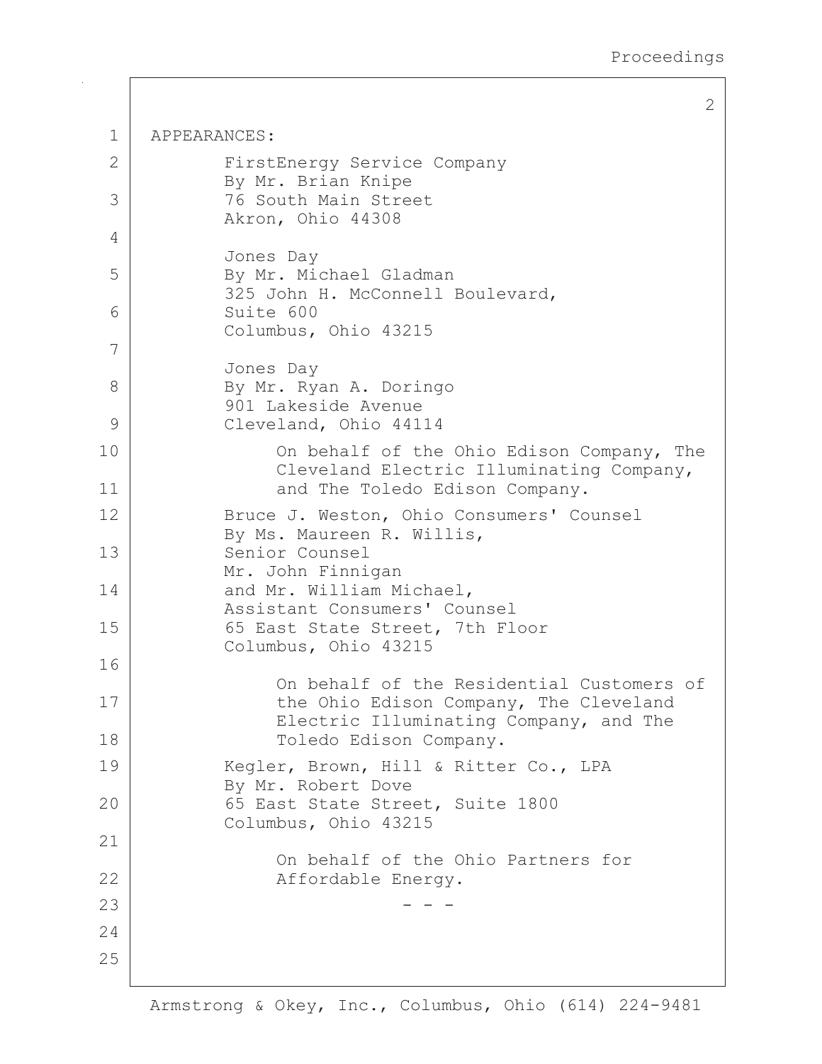APPEARANCES:

FirstEnergy Service Company
By Mr. Brian Knipe
76 South Main Street
Akron, Ohio 44308

Jones Day
By Mr. Michael Gladman
325 John H. McConnell Boulevard,
Suite 600
Columbus, Ohio 43215

Jones Day
By Mr. Ryan A. Doringo
901 Lakeside Avenue
Cleveland, Ohio 44114

On behalf of the Ohio Edison Company, The Cleveland Electric Illuminating Company, and The Toledo Edison Company.

Bruce J. Weston, Ohio Consumers' Counsel
By Ms. Maureen R. Willis,
Senior Counsel
Mr. John Finnigan
and Mr. William Michael,
Assistant Consumers' Counsel
65 East State Street, 7th Floor
Columbus, Ohio 43215

On behalf of the Residential Customers of the Ohio Edison Company, The Cleveland Electric Illuminating Company, and The Toledo Edison Company.

Kegler, Brown, Hill & Ritter Co., LPA
By Mr. Robert Dove
65 East State Street, Suite 1800
Columbus, Ohio 43215

On behalf of the Ohio Partners for Affordable Energy.

\- - -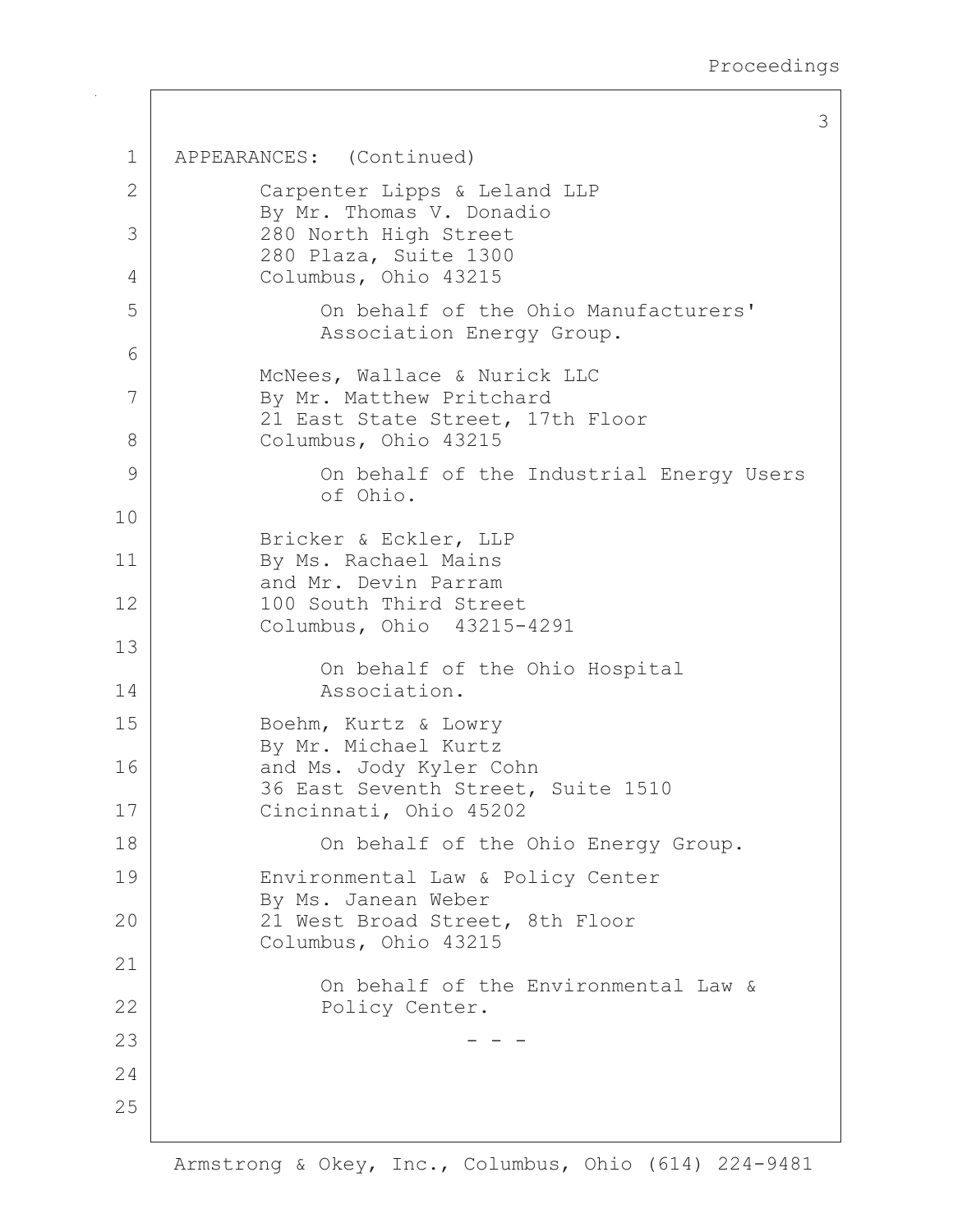APPEARANCES: (Continued)

Carpenter Lipps & Leland LLP
By Mr. Thomas V. Donadio
280 North High Street
280 Plaza, Suite 1300
Columbus, Ohio 43215

On behalf of the Ohio Manufacturers' Association Energy Group.

McNees, Wallace & Nurick LLC
By Mr. Matthew Pritchard
21 East State Street, 17th Floor
Columbus, Ohio 43215

On behalf of the Industrial Energy Users of Ohio.

Bricker & Eckler, LLP
By Ms. Rachael Mains
and Mr. Devin Parram
100 South Third Street
Columbus, Ohio 43215-4291

On behalf of the Ohio Hospital Association.

Boehm, Kurtz & Lowry
By Mr. Michael Kurtz
and Ms. Jody Kyler Cohn
36 East Seventh Street, Suite 1510
Cincinnati, Ohio 45202

On behalf of the Ohio Energy Group.

Environmental Law & Policy Center
By Ms. Janean Weber
21 West Broad Street, 8th Floor
Columbus, Ohio 43215

On behalf of the Environmental Law & Policy Center.

- - -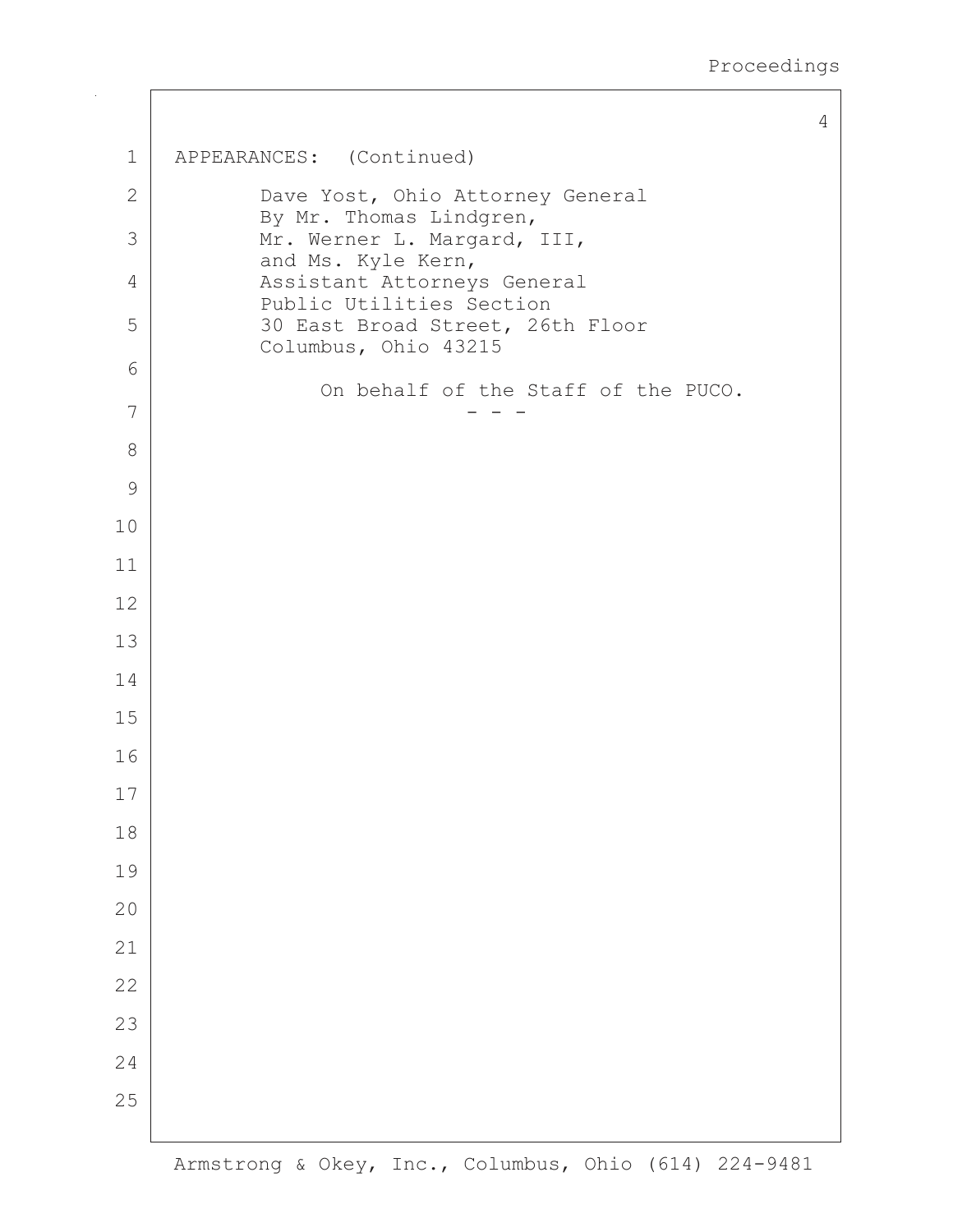APPEARANCES: (Continued)

Dave Yost, Ohio Attorney General
By Mr. Thomas Lindgren,
Mr. Werner L. Margard, III,
and Ms. Kyle Kern,
Assistant Attorneys General
Public Utilities Section
30 East Broad Street, 26th Floor
Columbus, Ohio 43215

On behalf of the Staff of the PUCO.

\- - -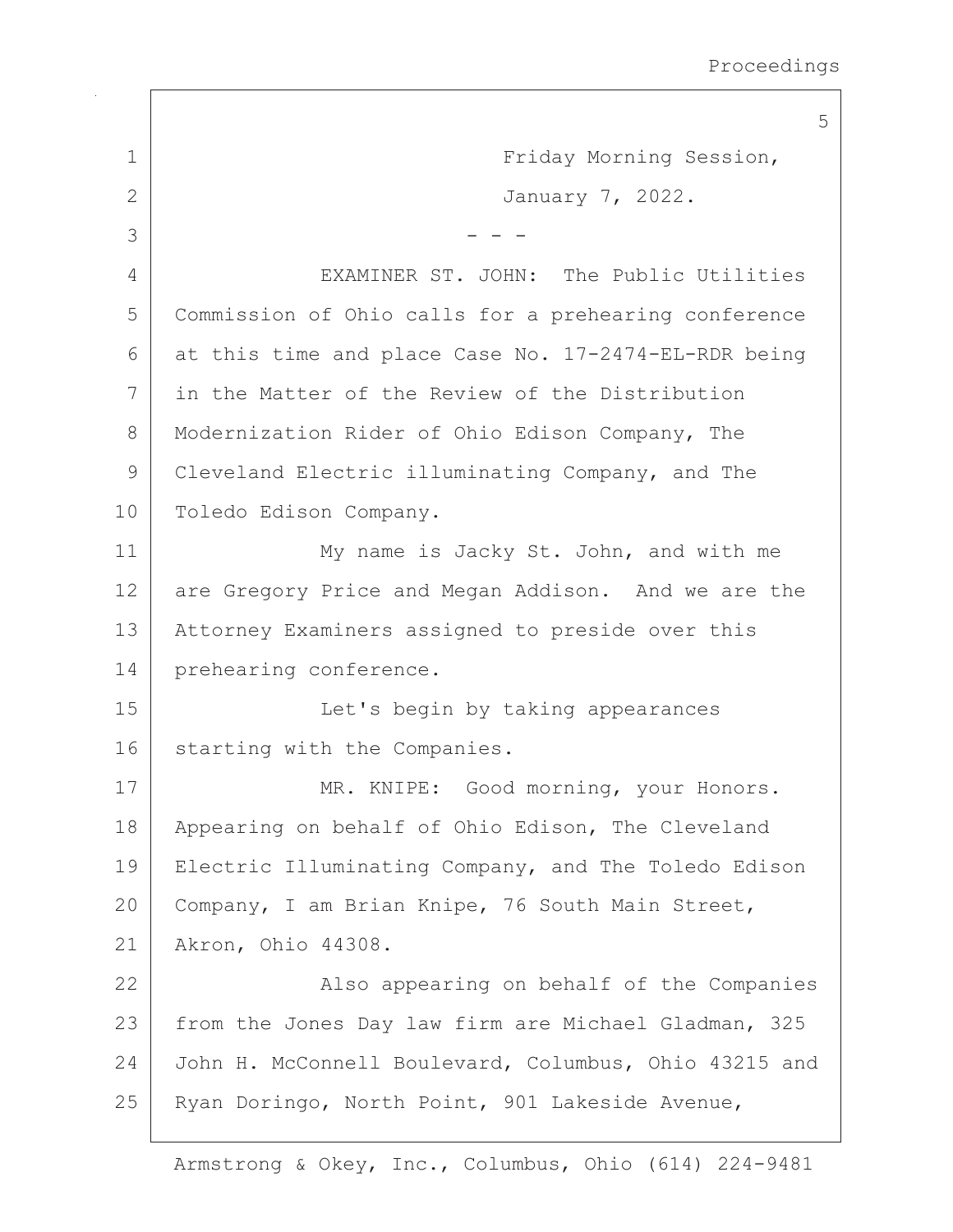Friday Morning Session,

January 7, 2022.

- - -

EXAMINER ST. JOHN: The Public Utilities Commission of Ohio calls for a prehearing conference at this time and place Case No. 17-2474-EL-RDR being in the Matter of the Review of the Distribution Modernization Rider of Ohio Edison Company, The Cleveland Electric illuminating Company, and The Toledo Edison Company.

My name is Jacky St. John, and with me are Gregory Price and Megan Addison. And we are the Attorney Examiners assigned to preside over this prehearing conference.

Let's begin by taking appearances starting with the Companies.

MR. KNIPE: Good morning, your Honors. Appearing on behalf of Ohio Edison, The Cleveland Electric Illuminating Company, and The Toledo Edison Company, I am Brian Knipe, 76 South Main Street, Akron, Ohio 44308.

Also appearing on behalf of the Companies from the Jones Day law firm are Michael Gladman, 325 John H. McConnell Boulevard, Columbus, Ohio 43215 and Ryan Doringo, North Point, 901 Lakeside Avenue,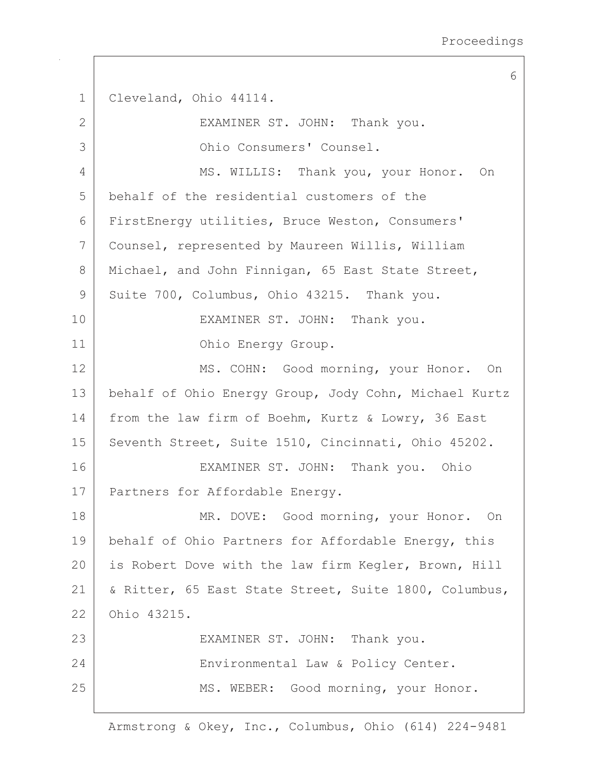Cleveland, Ohio 44114.

EXAMINER ST. JOHN: Thank you.

Ohio Consumers' Counsel.

MS. WILLIS: Thank you, your Honor. On behalf of the residential customers of the FirstEnergy utilities, Bruce Weston, Consumers' Counsel, represented by Maureen Willis, William Michael, and John Finnigan, 65 East State Street, Suite 700, Columbus, Ohio 43215. Thank you.

EXAMINER ST. JOHN: Thank you.

Ohio Energy Group.

MS. COHN: Good morning, your Honor. On behalf of Ohio Energy Group, Jody Cohn, Michael Kurtz from the law firm of Boehm, Kurtz & Lowry, 36 East Seventh Street, Suite 1510, Cincinnati, Ohio 45202.

EXAMINER ST. JOHN: Thank you. Ohio Partners for Affordable Energy.

MR. DOVE: Good morning, your Honor. On behalf of Ohio Partners for Affordable Energy, this is Robert Dove with the law firm Kegler, Brown, Hill & Ritter, 65 East State Street, Suite 1800, Columbus, Ohio 43215.

EXAMINER ST. JOHN: Thank you.

Environmental Law & Policy Center.

MS. WEBER: Good morning, your Honor.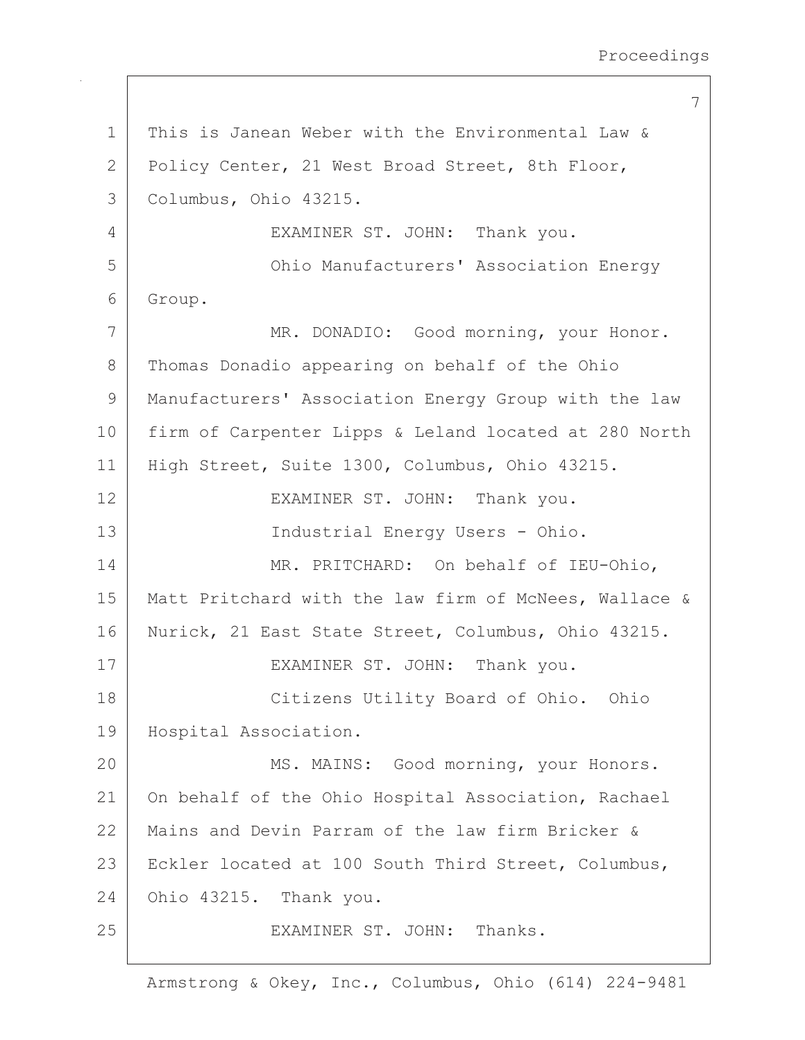This is Janean Weber with the Environmental Law & Policy Center, 21 West Broad Street, 8th Floor, Columbus, Ohio 43215.

EXAMINER ST. JOHN: Thank you.

Ohio Manufacturers' Association Energy Group.

MR. DONADIO: Good morning, your Honor. Thomas Donadio appearing on behalf of the Ohio Manufacturers' Association Energy Group with the law firm of Carpenter Lipps & Leland located at 280 North High Street, Suite 1300, Columbus, Ohio 43215.

EXAMINER ST. JOHN: Thank you.

Industrial Energy Users - Ohio.

MR. PRITCHARD: On behalf of IEU-Ohio, Matt Pritchard with the law firm of McNees, Wallace & Nurick, 21 East State Street, Columbus, Ohio 43215.

EXAMINER ST. JOHN: Thank you.

Citizens Utility Board of Ohio. Ohio Hospital Association.

MS. MAINS: Good morning, your Honors. On behalf of the Ohio Hospital Association, Rachael Mains and Devin Parram of the law firm Bricker & Eckler located at 100 South Third Street, Columbus, Ohio 43215. Thank you.

EXAMINER ST. JOHN: Thanks.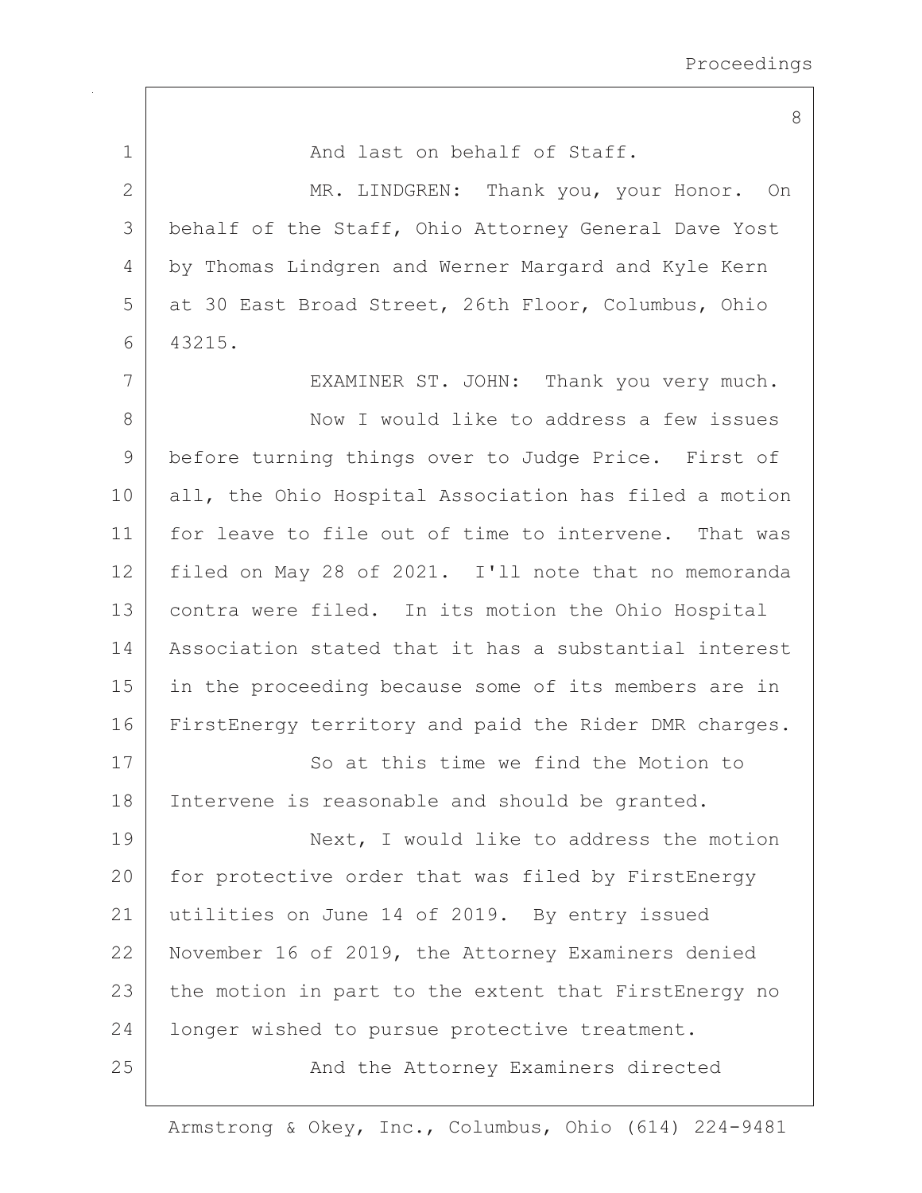And last on behalf of Staff.

MR. LINDGREN: Thank you, your Honor. On behalf of the Staff, Ohio Attorney General Dave Yost by Thomas Lindgren and Werner Margard and Kyle Kern at 30 East Broad Street, 26th Floor, Columbus, Ohio 43215.

EXAMINER ST. JOHN: Thank you very much.

Now I would like to address a few issues before turning things over to Judge Price. First of all, the Ohio Hospital Association has filed a motion for leave to file out of time to intervene. That was filed on May 28 of 2021. I'll note that no memoranda contra were filed. In its motion the Ohio Hospital Association stated that it has a substantial interest in the proceeding because some of its members are in FirstEnergy territory and paid the Rider DMR charges.

So at this time we find the Motion to Intervene is reasonable and should be granted.

Next, I would like to address the motion for protective order that was filed by FirstEnergy utilities on June 14 of 2019. By entry issued November 16 of 2019, the Attorney Examiners denied the motion in part to the extent that FirstEnergy no longer wished to pursue protective treatment.

And the Attorney Examiners directed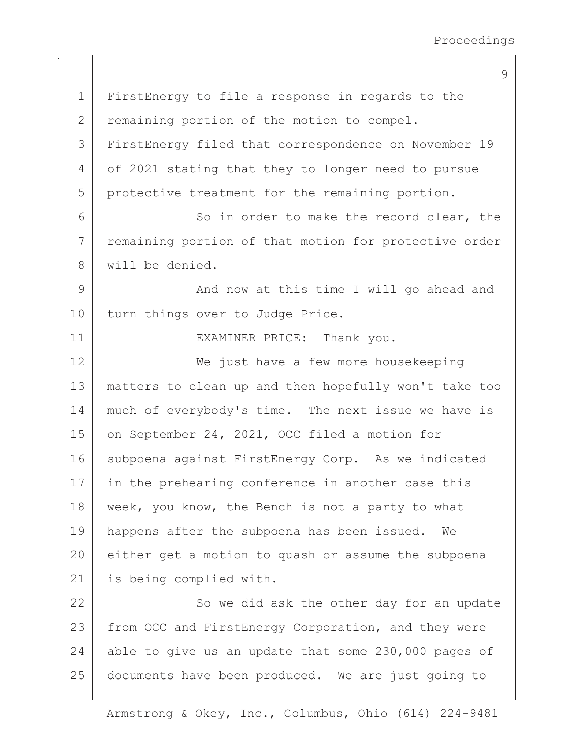FirstEnergy to file a response in regards to the remaining portion of the motion to compel. FirstEnergy filed that correspondence on November 19 of 2021 stating that they to longer need to pursue protective treatment for the remaining portion.

So in order to make the record clear, the remaining portion of that motion for protective order will be denied.

And now at this time I will go ahead and turn things over to Judge Price.

EXAMINER PRICE: Thank you.

We just have a few more housekeeping matters to clean up and then hopefully won't take too much of everybody's time. The next issue we have is on September 24, 2021, OCC filed a motion for subpoena against FirstEnergy Corp. As we indicated in the prehearing conference in another case this week, you know, the Bench is not a party to what happens after the subpoena has been issued. We either get a motion to quash or assume the subpoena is being complied with.

So we did ask the other day for an update from OCC and FirstEnergy Corporation, and they were able to give us an update that some 230,000 pages of documents have been produced. We are just going to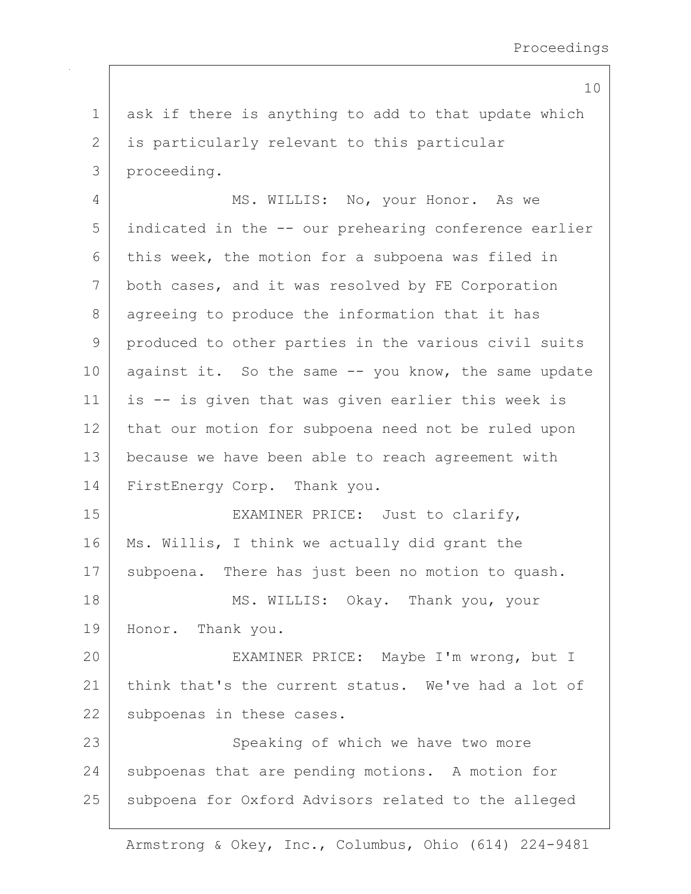1 ask if there is anything to add to that update which
2 is particularly relevant to this particular
3 proceeding.

4 MS. WILLIS: No, your Honor. As we
5 indicated in the -- our prehearing conference earlier
6 this week, the motion for a subpoena was filed in
7 both cases, and it was resolved by FE Corporation
8 agreeing to produce the information that it has
9 produced to other parties in the various civil suits
10 against it. So the same -- you know, the same update
11 is -- is given that was given earlier this week is
12 that our motion for subpoena need not be ruled upon
13 because we have been able to reach agreement with
14 FirstEnergy Corp. Thank you.

15 EXAMINER PRICE: Just to clarify,
16 Ms. Willis, I think we actually did grant the
17 subpoena. There has just been no motion to quash.

18 MS. WILLIS: Okay. Thank you, your
19 Honor. Thank you.

20 EXAMINER PRICE: Maybe I'm wrong, but I
21 think that's the current status. We've had a lot of
22 subpoenas in these cases.

23 Speaking of which we have two more
24 subpoenas that are pending motions. A motion for
25 subpoena for Oxford Advisors related to the alleged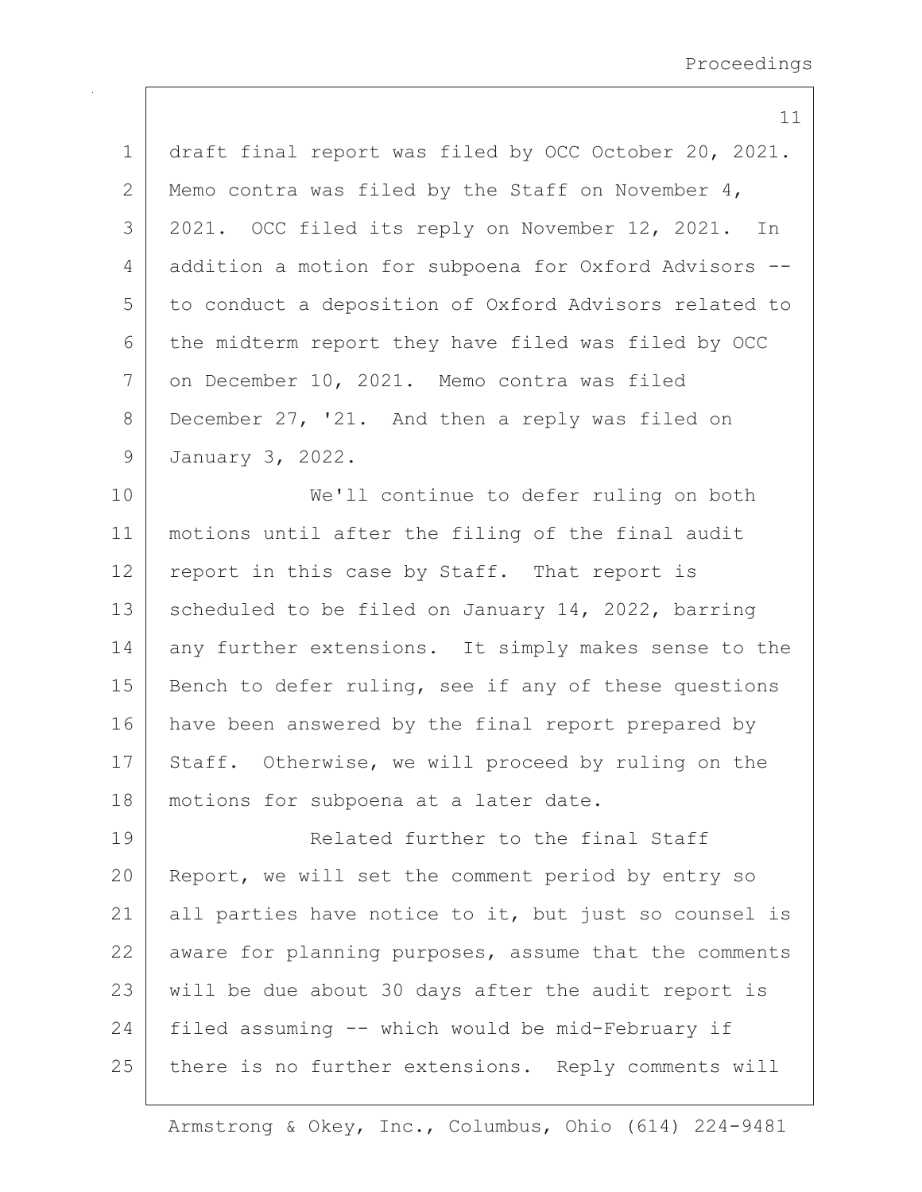draft final report was filed by OCC October 20, 2021. Memo contra was filed by the Staff on November 4, 2021. OCC filed its reply on November 12, 2021. In addition a motion for subpoena for Oxford Advisors -- to conduct a deposition of Oxford Advisors related to the midterm report they have filed was filed by OCC on December 10, 2021. Memo contra was filed December 27, '21. And then a reply was filed on January 3, 2022.

We'll continue to defer ruling on both motions until after the filing of the final audit report in this case by Staff. That report is scheduled to be filed on January 14, 2022, barring any further extensions. It simply makes sense to the Bench to defer ruling, see if any of these questions have been answered by the final report prepared by Staff. Otherwise, we will proceed by ruling on the motions for subpoena at a later date.

Related further to the final Staff Report, we will set the comment period by entry so all parties have notice to it, but just so counsel is aware for planning purposes, assume that the comments will be due about 30 days after the audit report is filed assuming -- which would be mid-February if there is no further extensions. Reply comments will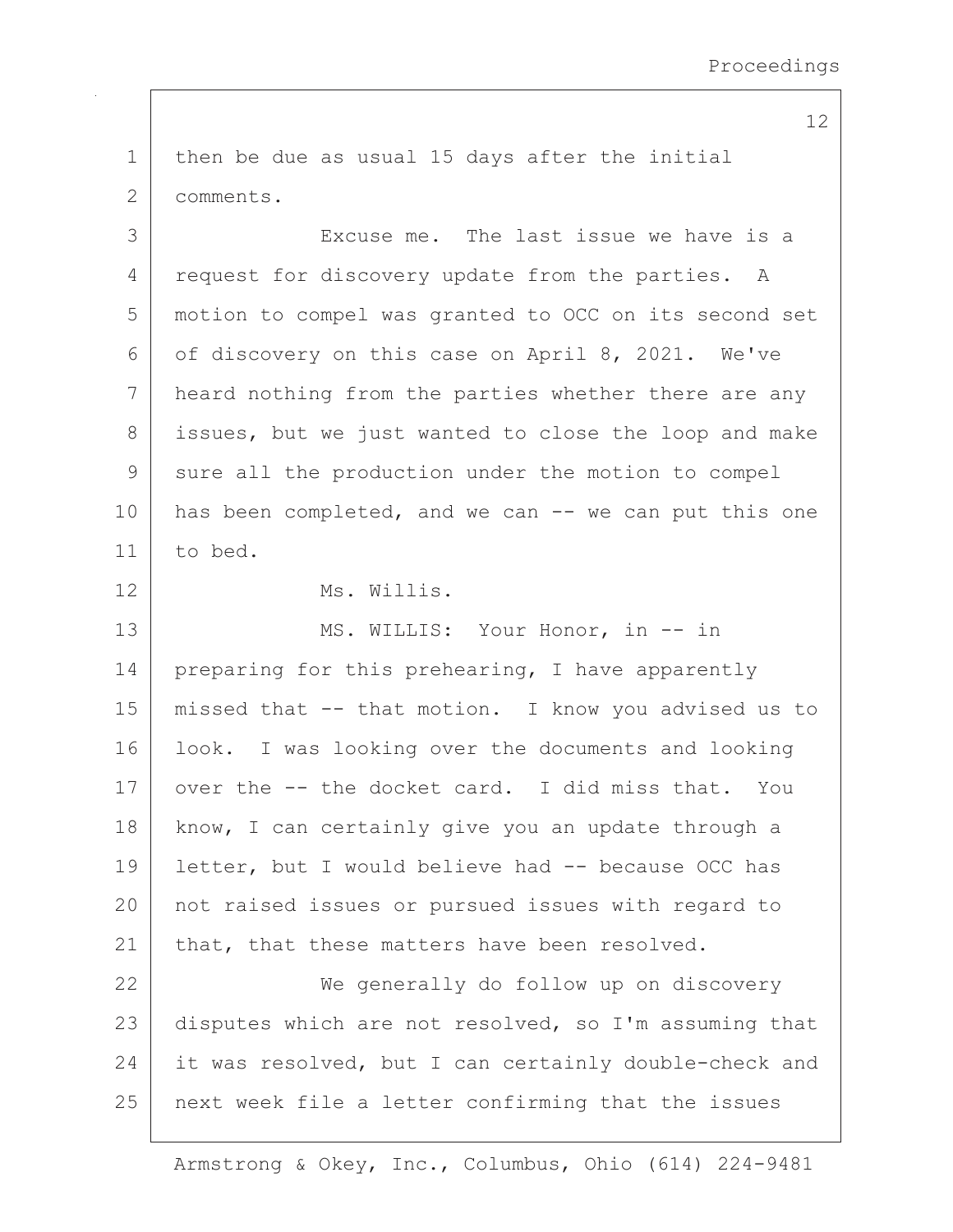then be due as usual 15 days after the initial comments.

Excuse me. The last issue we have is a request for discovery update from the parties. A motion to compel was granted to OCC on its second set of discovery on this case on April 8, 2021. We've heard nothing from the parties whether there are any issues, but we just wanted to close the loop and make sure all the production under the motion to compel has been completed, and we can -- we can put this one to bed.

Ms. Willis.

MS. WILLIS: Your Honor, in -- in preparing for this prehearing, I have apparently missed that -- that motion. I know you advised us to look. I was looking over the documents and looking over the -- the docket card. I did miss that. You know, I can certainly give you an update through a letter, but I would believe had -- because OCC has not raised issues or pursued issues with regard to that, that these matters have been resolved.

We generally do follow up on discovery disputes which are not resolved, so I'm assuming that it was resolved, but I can certainly double-check and next week file a letter confirming that the issues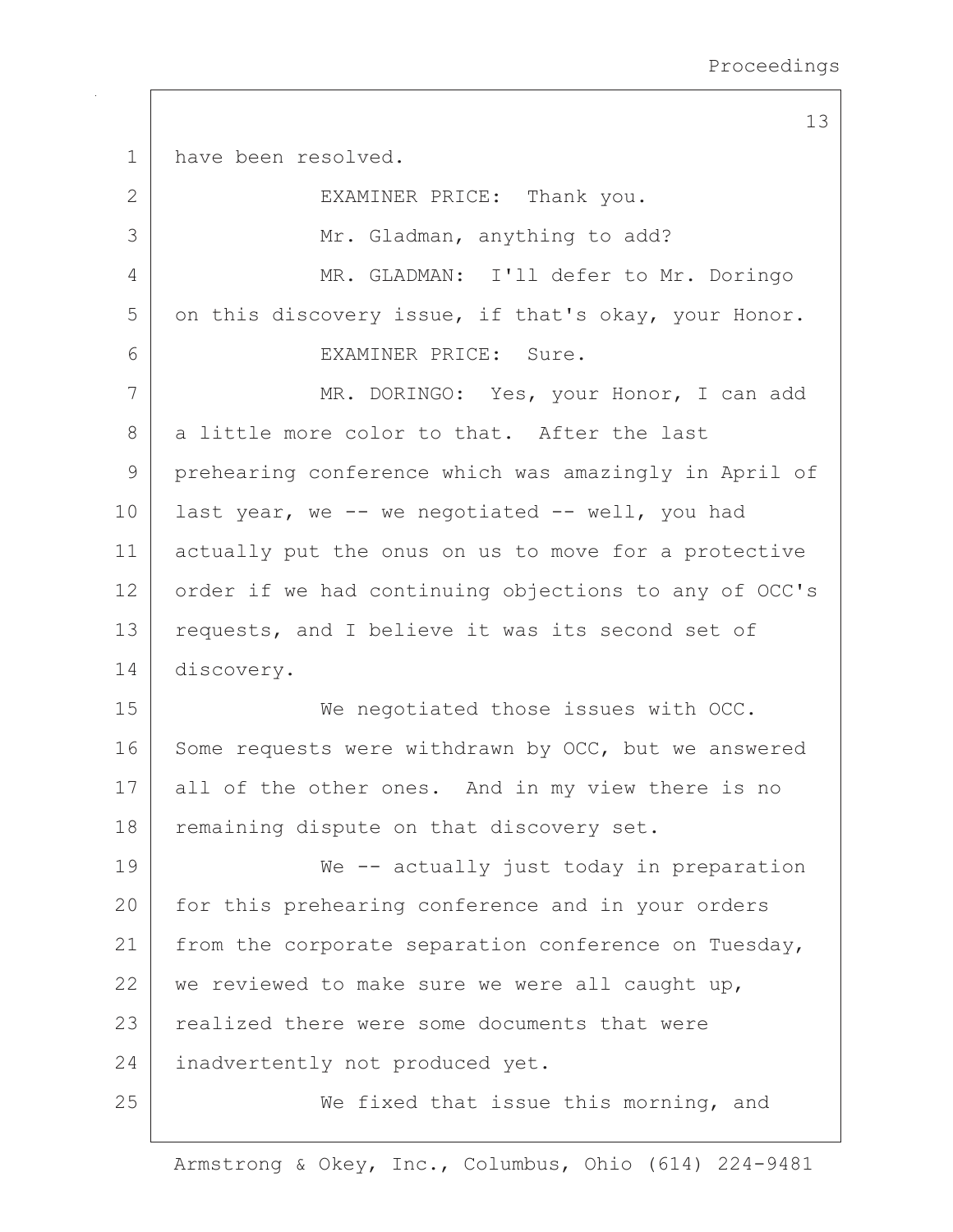have been resolved.

EXAMINER PRICE: Thank you.

Mr. Gladman, anything to add?

MR. GLADMAN: I'll defer to Mr. Doringo on this discovery issue, if that's okay, your Honor.

EXAMINER PRICE: Sure.

MR. DORINGO: Yes, your Honor, I can add a little more color to that. After the last prehearing conference which was amazingly in April of last year, we -- we negotiated -- well, you had actually put the onus on us to move for a protective order if we had continuing objections to any of OCC's requests, and I believe it was its second set of discovery.

We negotiated those issues with OCC. Some requests were withdrawn by OCC, but we answered all of the other ones. And in my view there is no remaining dispute on that discovery set.

We -- actually just today in preparation for this prehearing conference and in your orders from the corporate separation conference on Tuesday, we reviewed to make sure we were all caught up, realized there were some documents that were inadvertently not produced yet.

We fixed that issue this morning, and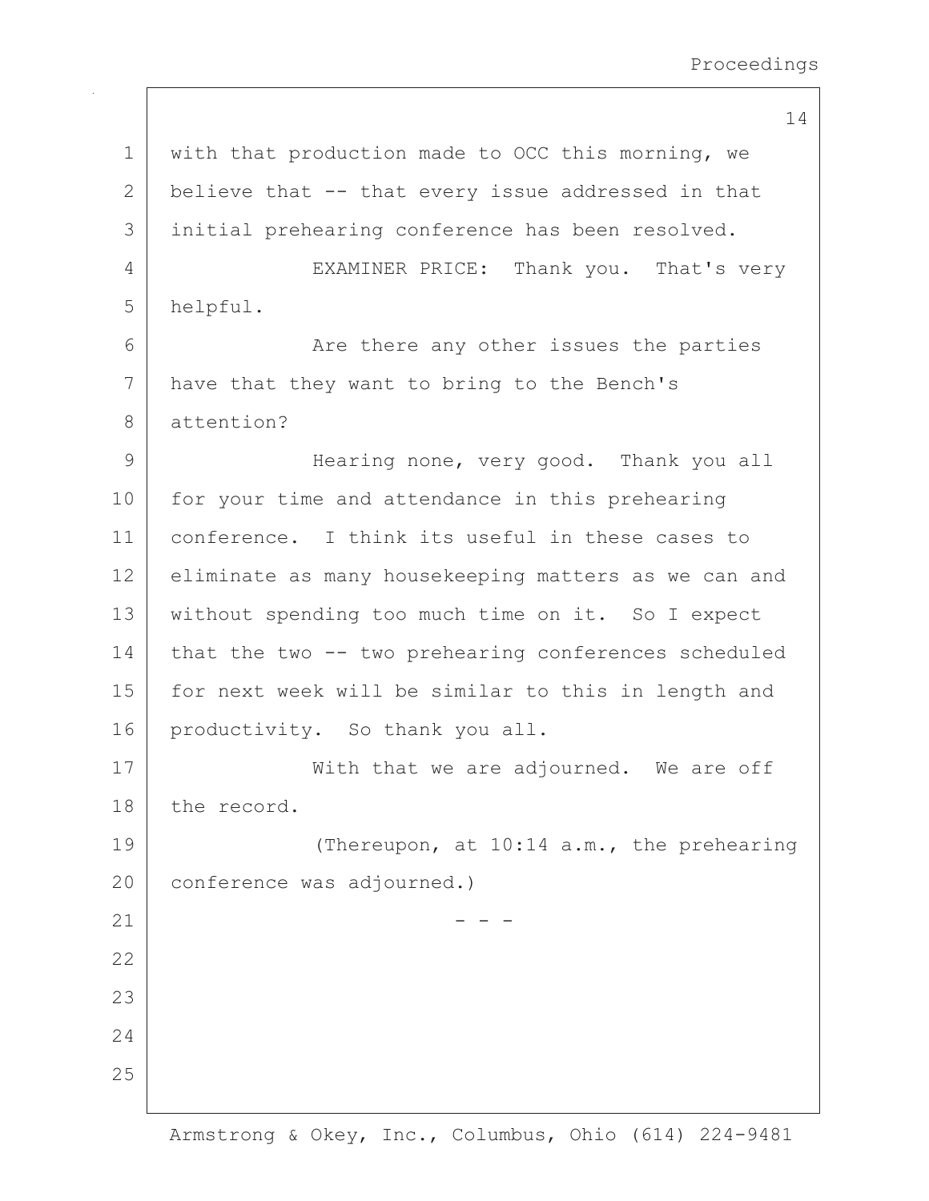with that production made to OCC this morning, we believe that -- that every issue addressed in that initial prehearing conference has been resolved.

EXAMINER PRICE: Thank you. That's very helpful.

Are there any other issues the parties have that they want to bring to the Bench's attention?

Hearing none, very good. Thank you all for your time and attendance in this prehearing conference. I think its useful in these cases to eliminate as many housekeeping matters as we can and without spending too much time on it. So I expect that the two -- two prehearing conferences scheduled for next week will be similar to this in length and productivity. So thank you all.

With that we are adjourned. We are off the record.

(Thereupon, at 10:14 a.m., the prehearing conference was adjourned.)

- - -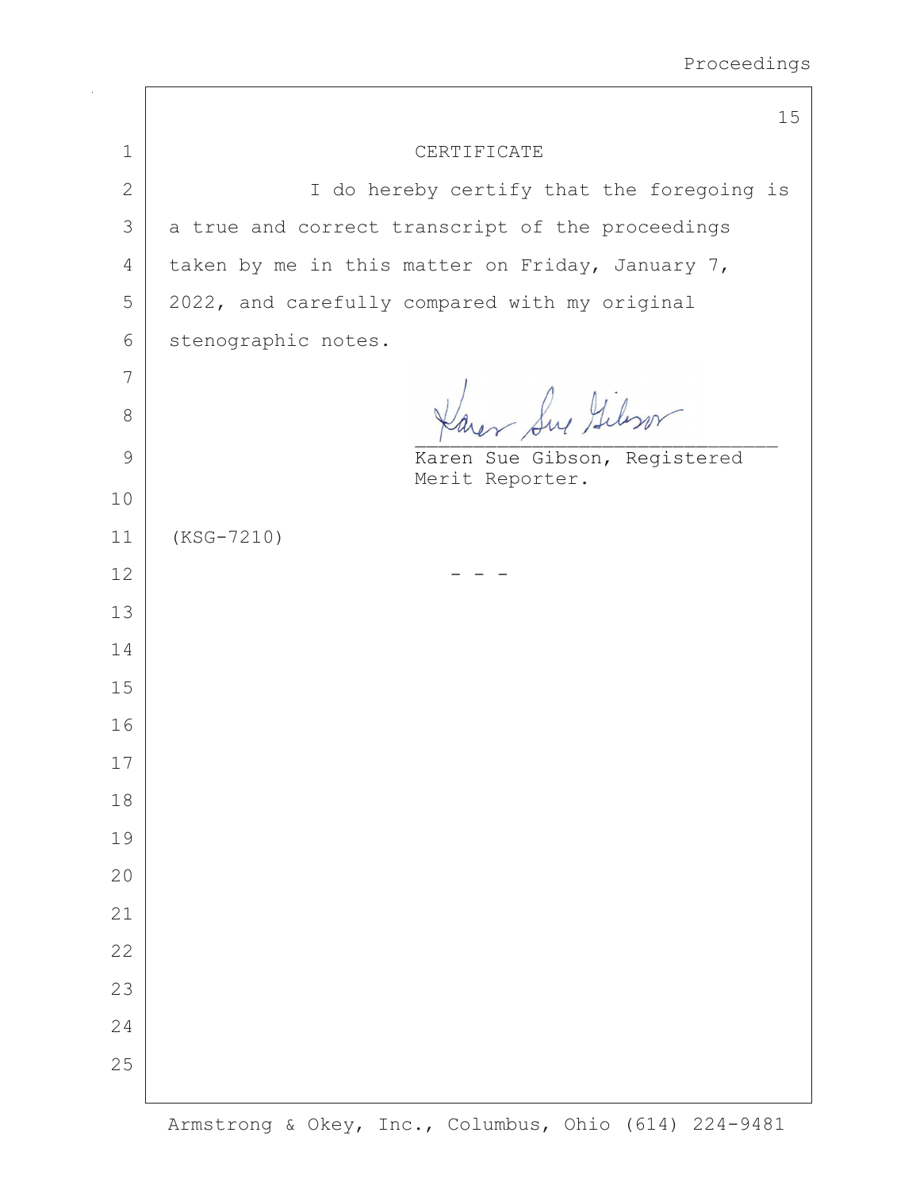# CERTIFICATE

I do hereby certify that the foregoing is a true and correct transcript of the proceedings taken by me in this matter on Friday, January 7, 2022, and carefully compared with my original stenographic notes.

Karen Sue Gibson

\_\_\_\_\_\_\_\_\_\_\_\_\_\_\_\_\_\_\_\_\_\_\_\_\_\_\_\_\_\_\_\_
Karen Sue Gibson, Registered Merit Reporter.

(KSG-7210)

\- - -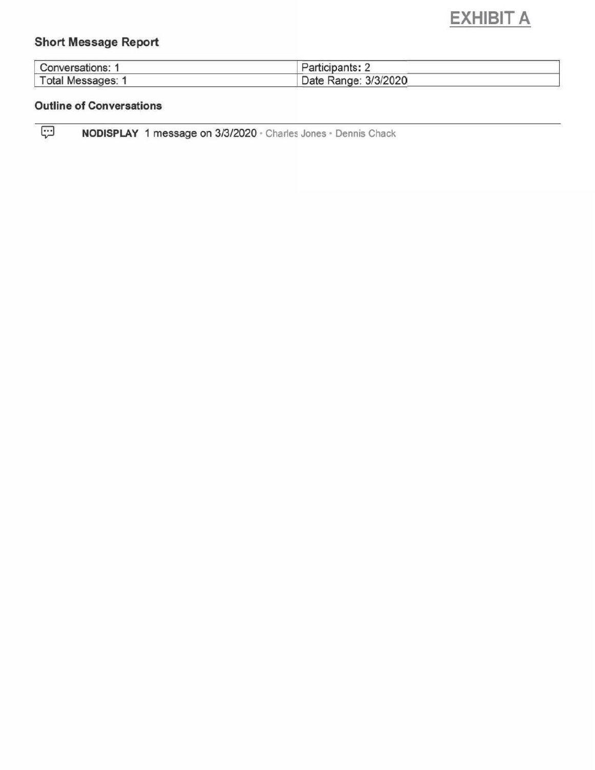**EXHIBIT A**

## Short Message Report

| Conversations: 1 | Participants: 2 |
|---|---|
| Total Messages: 1 | Date Range: 3/3/2020 |

### Outline of Conversations

**NODISPLAY** 1 message on 3/3/2020 • Charles Jones • Dennis Chack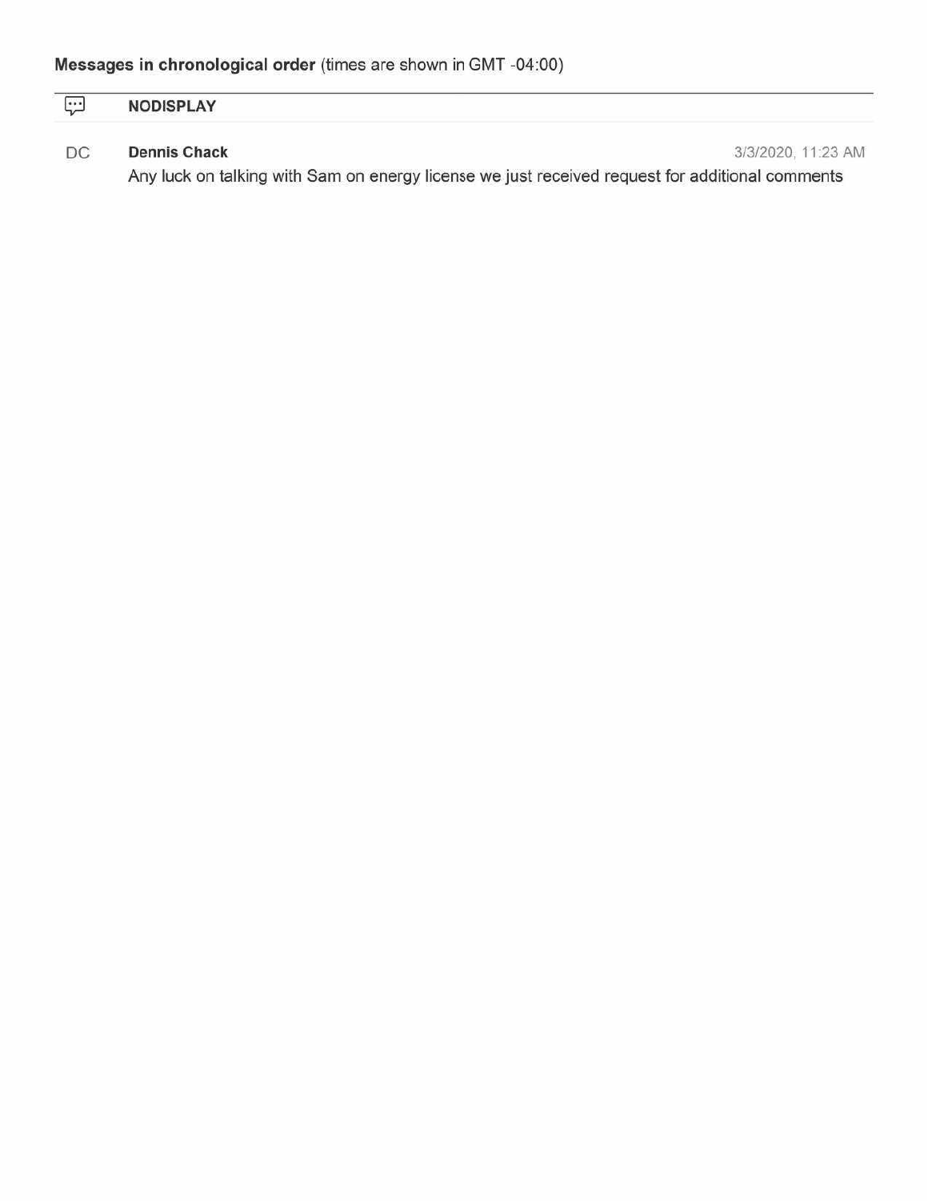**Messages in chronological order** (times are shown in GMT -04:00)

---

**NODISPLAY**

DC **Dennis Chack** 3/3/2020, 11:23 AM

Any luck on talking with Sam on energy license we just received request for additional comments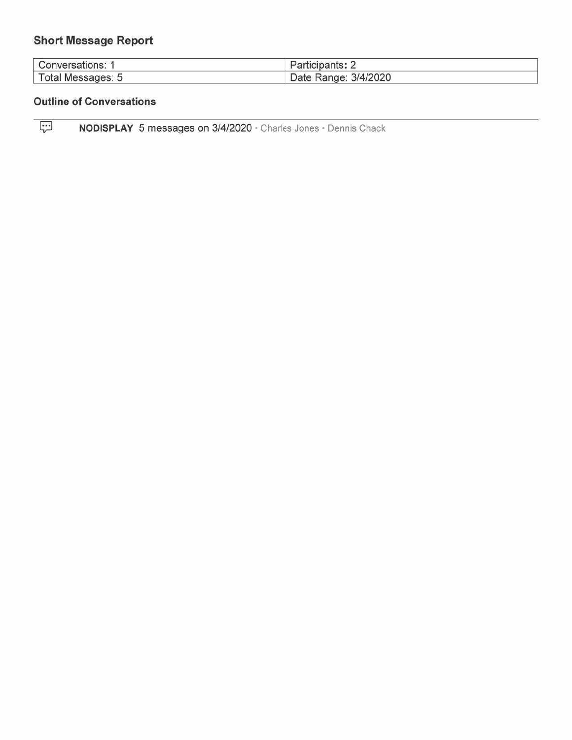## Short Message Report

| Conversations: 1 | Participants: 2 |
|---|---|
| Total Messages: 5 | Date Range: 3/4/2020 |

### Outline of Conversations

**NODISPLAY** 5 messages on 3/4/2020 • Charles Jones • Dennis Chack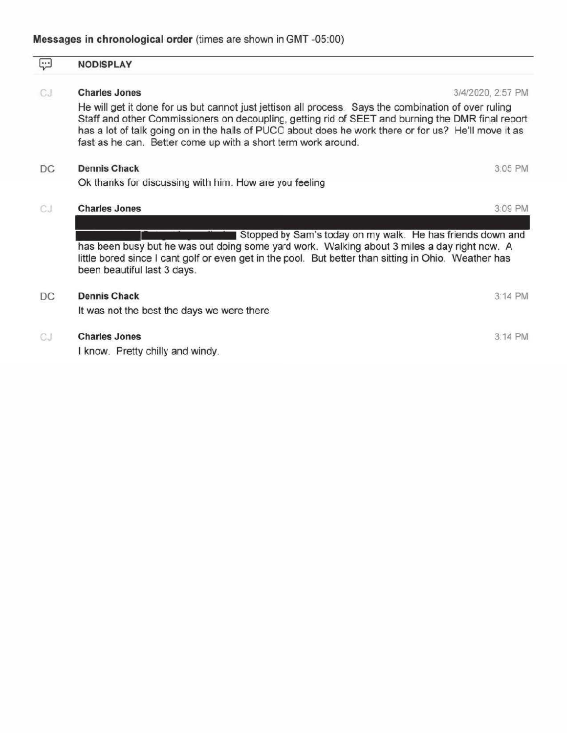**Messages in chronological order** (times are shown in GMT -05:00)

---

**NODISPLAY**

CJ **Charles Jones** 3/4/2020, 2:57 PM

He will get it done for us but cannot just jettison all process. Says the combination of over ruling Staff and other Commissioners on decoupling, getting rid of SEET and burning the DMR final report has a lot of talk going on in the halls of PUCO about does he work there or for us? He'll move it as fast as he can. Better come up with a short term work around.

DC **Dennis Chack** 3:05 PM

Ok thanks for discussing with him. How are you feeling

CJ **Charles Jones** 3:09 PM

[REDACTED] Stopped by Sam's today on my walk. He has friends down and has been busy but he was out doing some yard work. Walking about 3 miles a day right now. A little bored since I cant golf or even get in the pool. But better than sitting in Ohio. Weather has been beautiful last 3 days.

DC **Dennis Chack** 3:14 PM

It was not the best the days we were there

CJ **Charles Jones** 3:14 PM

I know. Pretty chilly and windy.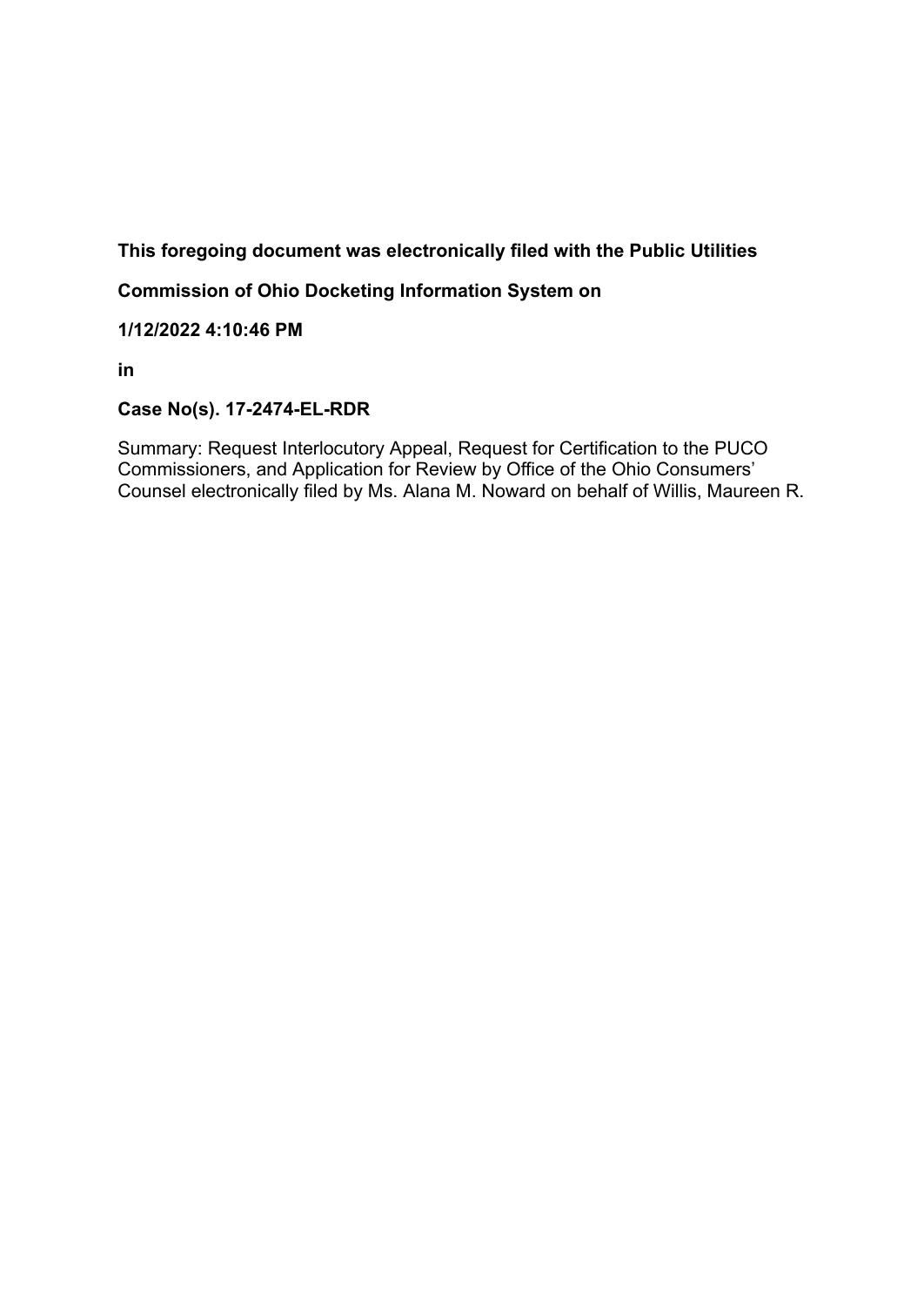**This foregoing document was electronically filed with the Public Utilities**

**Commission of Ohio Docketing Information System on**

**1/12/2022 4:10:46 PM**

**in**

**Case No(s). 17-2474-EL-RDR**

Summary: Request Interlocutory Appeal, Request for Certification to the PUCO Commissioners, and Application for Review by Office of the Ohio Consumers' Counsel electronically filed by Ms. Alana M. Noward on behalf of Willis, Maureen R.